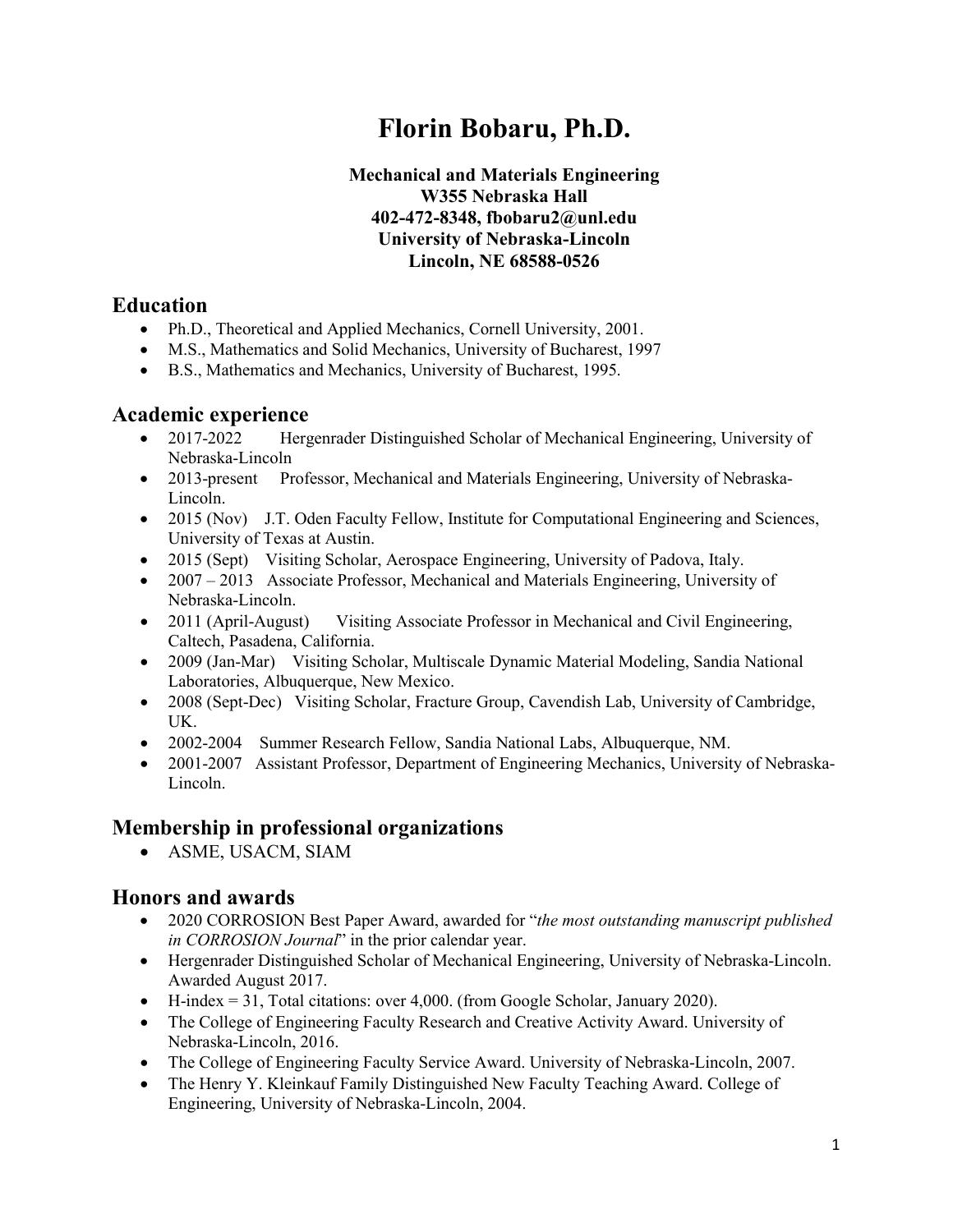# Florin Bobaru, Ph.D.

**Mechanical and Materials Engineering**
**W355 Nebraska Hall**
**402-472-8348, fbobaru2@unl.edu**
**University of Nebraska-Lincoln**
**Lincoln, NE 68588-0526**

## Education

- Ph.D., Theoretical and Applied Mechanics, Cornell University, 2001.
- M.S., Mathematics and Solid Mechanics, University of Bucharest, 1997
- B.S., Mathematics and Mechanics, University of Bucharest, 1995.

## Academic experience

- 2017-2022 Hergenrader Distinguished Scholar of Mechanical Engineering, University of Nebraska-Lincoln
- 2013-present Professor, Mechanical and Materials Engineering, University of Nebraska-Lincoln.
- 2015 (Nov) J.T. Oden Faculty Fellow, Institute for Computational Engineering and Sciences, University of Texas at Austin.
- 2015 (Sept) Visiting Scholar, Aerospace Engineering, University of Padova, Italy.
- 2007 – 2013 Associate Professor, Mechanical and Materials Engineering, University of Nebraska-Lincoln.
- 2011 (April-August) Visiting Associate Professor in Mechanical and Civil Engineering, Caltech, Pasadena, California.
- 2009 (Jan-Mar) Visiting Scholar, Multiscale Dynamic Material Modeling, Sandia National Laboratories, Albuquerque, New Mexico.
- 2008 (Sept-Dec) Visiting Scholar, Fracture Group, Cavendish Lab, University of Cambridge, UK.
- 2002-2004 Summer Research Fellow, Sandia National Labs, Albuquerque, NM.
- 2001-2007 Assistant Professor, Department of Engineering Mechanics, University of Nebraska-Lincoln.

## Membership in professional organizations

- ASME, USACM, SIAM

## Honors and awards

- 2020 CORROSION Best Paper Award, awarded for "*the most outstanding manuscript published in CORROSION Journal*" in the prior calendar year.
- Hergenrader Distinguished Scholar of Mechanical Engineering, University of Nebraska-Lincoln. Awarded August 2017.
- H-index = 31, Total citations: over 4,000. (from Google Scholar, January 2020).
- The College of Engineering Faculty Research and Creative Activity Award. University of Nebraska-Lincoln, 2016.
- The College of Engineering Faculty Service Award. University of Nebraska-Lincoln, 2007.
- The Henry Y. Kleinkauf Family Distinguished New Faculty Teaching Award. College of Engineering, University of Nebraska-Lincoln, 2004.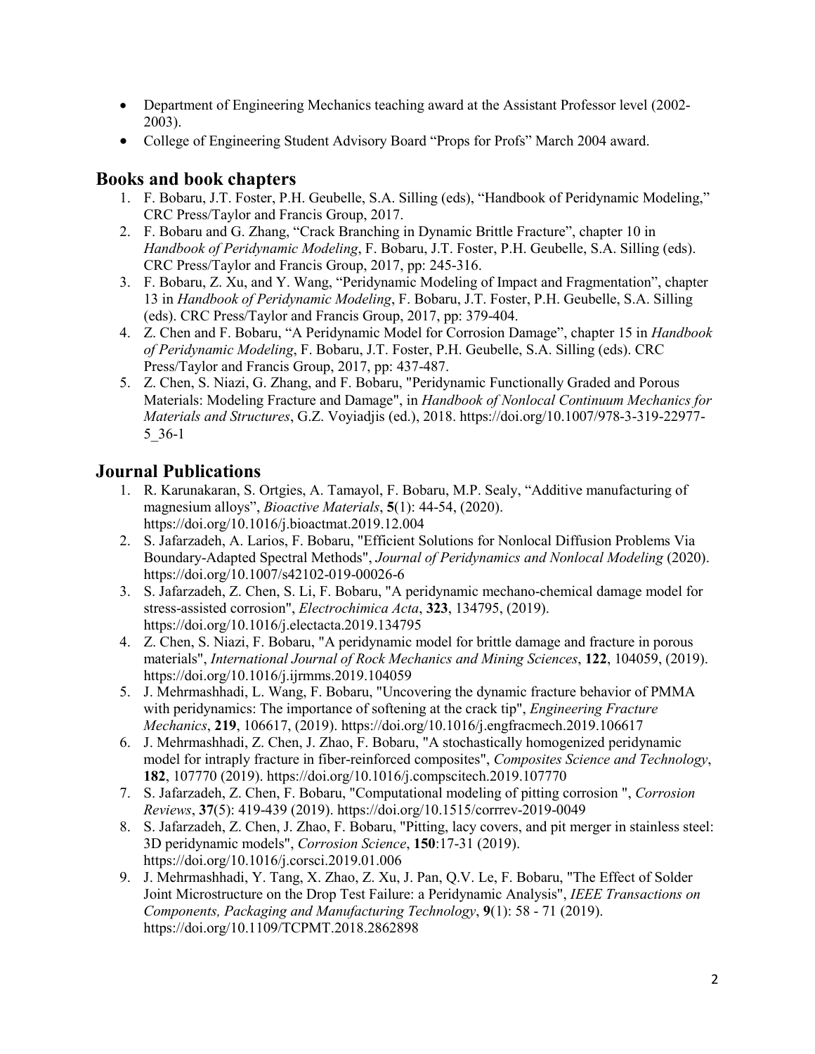- Department of Engineering Mechanics teaching award at the Assistant Professor level (2002-2003).
- College of Engineering Student Advisory Board “Props for Profs” March 2004 award.

## Books and book chapters

1. F. Bobaru, J.T. Foster, P.H. Geubelle, S.A. Silling (eds), “Handbook of Peridynamic Modeling,” CRC Press/Taylor and Francis Group, 2017.
2. F. Bobaru and G. Zhang, “Crack Branching in Dynamic Brittle Fracture”, chapter 10 in *Handbook of Peridynamic Modeling*, F. Bobaru, J.T. Foster, P.H. Geubelle, S.A. Silling (eds). CRC Press/Taylor and Francis Group, 2017, pp: 245-316.
3. F. Bobaru, Z. Xu, and Y. Wang, “Peridynamic Modeling of Impact and Fragmentation”, chapter 13 in *Handbook of Peridynamic Modeling*, F. Bobaru, J.T. Foster, P.H. Geubelle, S.A. Silling (eds). CRC Press/Taylor and Francis Group, 2017, pp: 379-404.
4. Z. Chen and F. Bobaru, “A Peridynamic Model for Corrosion Damage”, chapter 15 in *Handbook of Peridynamic Modeling*, F. Bobaru, J.T. Foster, P.H. Geubelle, S.A. Silling (eds). CRC Press/Taylor and Francis Group, 2017, pp: 437-487.
5. Z. Chen, S. Niazi, G. Zhang, and F. Bobaru, "Peridynamic Functionally Graded and Porous Materials: Modeling Fracture and Damage", in *Handbook of Nonlocal Continuum Mechanics for Materials and Structures*, G.Z. Voyiadjis (ed.), 2018. https://doi.org/10.1007/978-3-319-22977-5_36-1

## Journal Publications

1. R. Karunakaran, S. Ortgies, A. Tamayol, F. Bobaru, M.P. Sealy, “Additive manufacturing of magnesium alloys”, *Bioactive Materials*, **5**(1): 44-54, (2020). https://doi.org/10.1016/j.bioactmat.2019.12.004
2. S. Jafarzadeh, A. Larios, F. Bobaru, "Efficient Solutions for Nonlocal Diffusion Problems Via Boundary-Adapted Spectral Methods", *Journal of Peridynamics and Nonlocal Modeling* (2020). https://doi.org/10.1007/s42102-019-00026-6
3. S. Jafarzadeh, Z. Chen, S. Li, F. Bobaru, "A peridynamic mechano-chemical damage model for stress-assisted corrosion", *Electrochimica Acta*, **323**, 134795, (2019). https://doi.org/10.1016/j.electacta.2019.134795
4. Z. Chen, S. Niazi, F. Bobaru, "A peridynamic model for brittle damage and fracture in porous materials", *International Journal of Rock Mechanics and Mining Sciences*, **122**, 104059, (2019). https://doi.org/10.1016/j.ijrmms.2019.104059
5. J. Mehrmashhadi, L. Wang, F. Bobaru, "Uncovering the dynamic fracture behavior of PMMA with peridynamics: The importance of softening at the crack tip", *Engineering Fracture Mechanics*, **219**, 106617, (2019). https://doi.org/10.1016/j.engfracmech.2019.106617
6. J. Mehrmashhadi, Z. Chen, J. Zhao, F. Bobaru, "A stochastically homogenized peridynamic model for intraply fracture in fiber-reinforced composites", *Composites Science and Technology*, **182**, 107770 (2019). https://doi.org/10.1016/j.compscitech.2019.107770
7. S. Jafarzadeh, Z. Chen, F. Bobaru, "Computational modeling of pitting corrosion ", *Corrosion Reviews*, **37**(5): 419-439 (2019). https://doi.org/10.1515/corrrev-2019-0049
8. S. Jafarzadeh, Z. Chen, J. Zhao, F. Bobaru, "Pitting, lacy covers, and pit merger in stainless steel: 3D peridynamic models", *Corrosion Science*, **150**:17-31 (2019). https://doi.org/10.1016/j.corsci.2019.01.006
9. J. Mehrmashhadi, Y. Tang, X. Zhao, Z. Xu, J. Pan, Q.V. Le, F. Bobaru, "The Effect of Solder Joint Microstructure on the Drop Test Failure: a Peridynamic Analysis", *IEEE Transactions on Components, Packaging and Manufacturing Technology*, **9**(1): 58 - 71 (2019). https://doi.org/10.1109/TCPMT.2018.2862898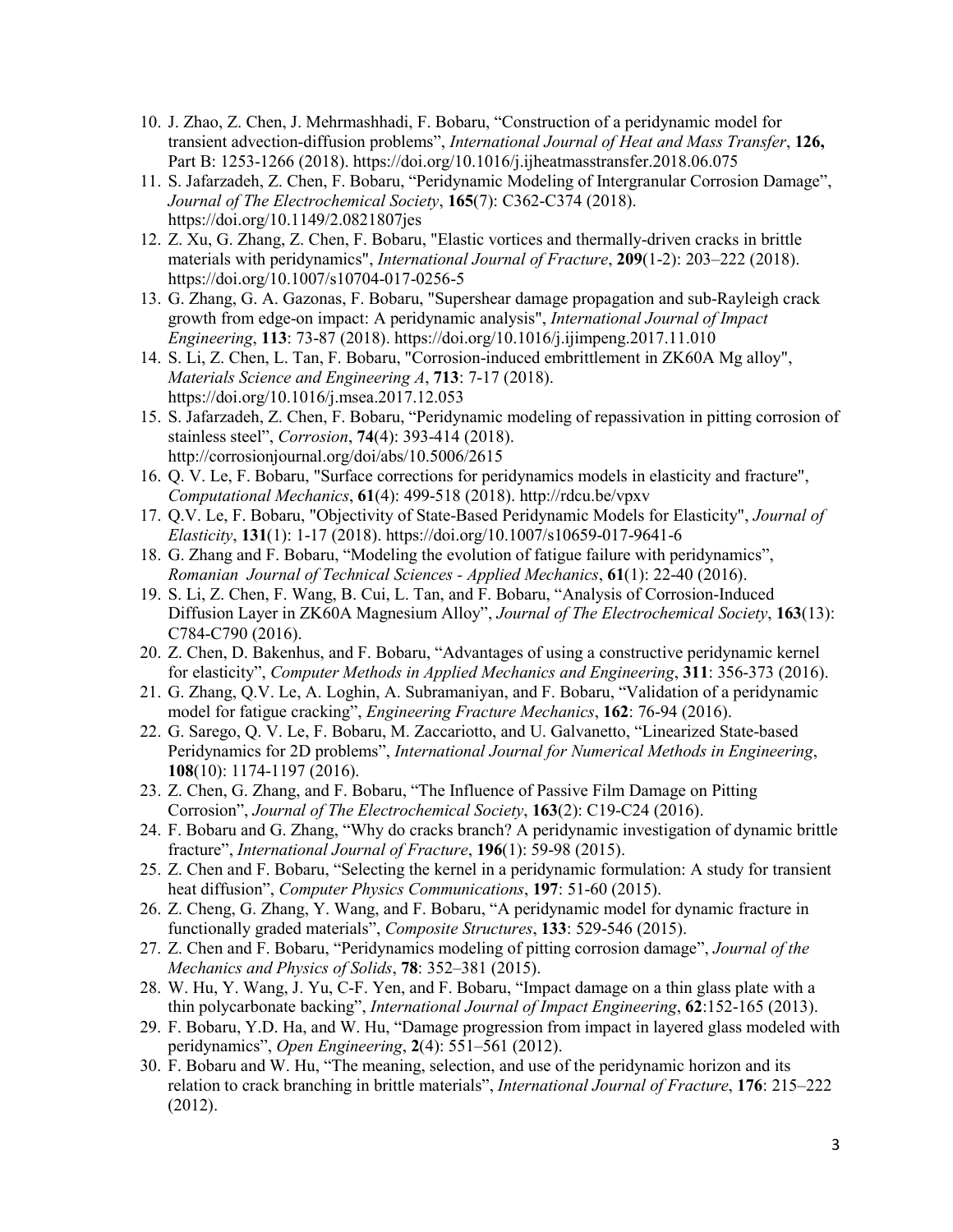10. J. Zhao, Z. Chen, J. Mehrmashhadi, F. Bobaru, “Construction of a peridynamic model for transient advection-diffusion problems”, *International Journal of Heat and Mass Transfer*, **126,** Part B: 1253-1266 (2018). https://doi.org/10.1016/j.ijheatmasstransfer.2018.06.075
11. S. Jafarzadeh, Z. Chen, F. Bobaru, “Peridynamic Modeling of Intergranular Corrosion Damage”, *Journal of The Electrochemical Society*, **165**(7): C362-C374 (2018). https://doi.org/10.1149/2.0821807jes
12. Z. Xu, G. Zhang, Z. Chen, F. Bobaru, "Elastic vortices and thermally-driven cracks in brittle materials with peridynamics", *International Journal of Fracture*, **209**(1-2): 203–222 (2018). https://doi.org/10.1007/s10704-017-0256-5
13. G. Zhang, G. A. Gazonas, F. Bobaru, "Supershear damage propagation and sub-Rayleigh crack growth from edge-on impact: A peridynamic analysis", *International Journal of Impact Engineering*, **113**: 73-87 (2018). https://doi.org/10.1016/j.ijimpeng.2017.11.010
14. S. Li, Z. Chen, L. Tan, F. Bobaru, "Corrosion-induced embrittlement in ZK60A Mg alloy", *Materials Science and Engineering A*, **713**: 7-17 (2018). https://doi.org/10.1016/j.msea.2017.12.053
15. S. Jafarzadeh, Z. Chen, F. Bobaru, “Peridynamic modeling of repassivation in pitting corrosion of stainless steel”, *Corrosion*, **74**(4): 393-414 (2018). http://corrosionjournal.org/doi/abs/10.5006/2615
16. Q. V. Le, F. Bobaru, "Surface corrections for peridynamics models in elasticity and fracture", *Computational Mechanics*, **61**(4): 499-518 (2018). http://rdcu.be/vpxv
17. Q.V. Le, F. Bobaru, "Objectivity of State-Based Peridynamic Models for Elasticity", *Journal of Elasticity*, **131**(1): 1-17 (2018). https://doi.org/10.1007/s10659-017-9641-6
18. G. Zhang and F. Bobaru, “Modeling the evolution of fatigue failure with peridynamics”, *Romanian Journal of Technical Sciences - Applied Mechanics*, **61**(1): 22-40 (2016).
19. S. Li, Z. Chen, F. Wang, B. Cui, L. Tan, and F. Bobaru, “Analysis of Corrosion-Induced Diffusion Layer in ZK60A Magnesium Alloy”, *Journal of The Electrochemical Society*, **163**(13): C784-C790 (2016).
20. Z. Chen, D. Bakenhus, and F. Bobaru, “Advantages of using a constructive peridynamic kernel for elasticity”, *Computer Methods in Applied Mechanics and Engineering*, **311**: 356-373 (2016).
21. G. Zhang, Q.V. Le, A. Loghin, A. Subramaniyan, and F. Bobaru, “Validation of a peridynamic model for fatigue cracking”, *Engineering Fracture Mechanics*, **162**: 76-94 (2016).
22. G. Sarego, Q. V. Le, F. Bobaru, M. Zaccariotto, and U. Galvanetto, “Linearized State-based Peridynamics for 2D problems”, *International Journal for Numerical Methods in Engineering*, **108**(10): 1174-1197 (2016).
23. Z. Chen, G. Zhang, and F. Bobaru, “The Influence of Passive Film Damage on Pitting Corrosion”, *Journal of The Electrochemical Society*, **163**(2): C19-C24 (2016).
24. F. Bobaru and G. Zhang, “Why do cracks branch? A peridynamic investigation of dynamic brittle fracture”, *International Journal of Fracture*, **196**(1): 59-98 (2015).
25. Z. Chen and F. Bobaru, “Selecting the kernel in a peridynamic formulation: A study for transient heat diffusion”, *Computer Physics Communications*, **197**: 51-60 (2015).
26. Z. Cheng, G. Zhang, Y. Wang, and F. Bobaru, “A peridynamic model for dynamic fracture in functionally graded materials”, *Composite Structures*, **133**: 529-546 (2015).
27. Z. Chen and F. Bobaru, “Peridynamics modeling of pitting corrosion damage”, *Journal of the Mechanics and Physics of Solids*, **78**: 352–381 (2015).
28. W. Hu, Y. Wang, J. Yu, C-F. Yen, and F. Bobaru, “Impact damage on a thin glass plate with a thin polycarbonate backing”, *International Journal of Impact Engineering*, **62**:152-165 (2013).
29. F. Bobaru, Y.D. Ha, and W. Hu, “Damage progression from impact in layered glass modeled with peridynamics”, *Open Engineering*, **2**(4): 551–561 (2012).
30. F. Bobaru and W. Hu, “The meaning, selection, and use of the peridynamic horizon and its relation to crack branching in brittle materials”, *International Journal of Fracture*, **176**: 215–222 (2012).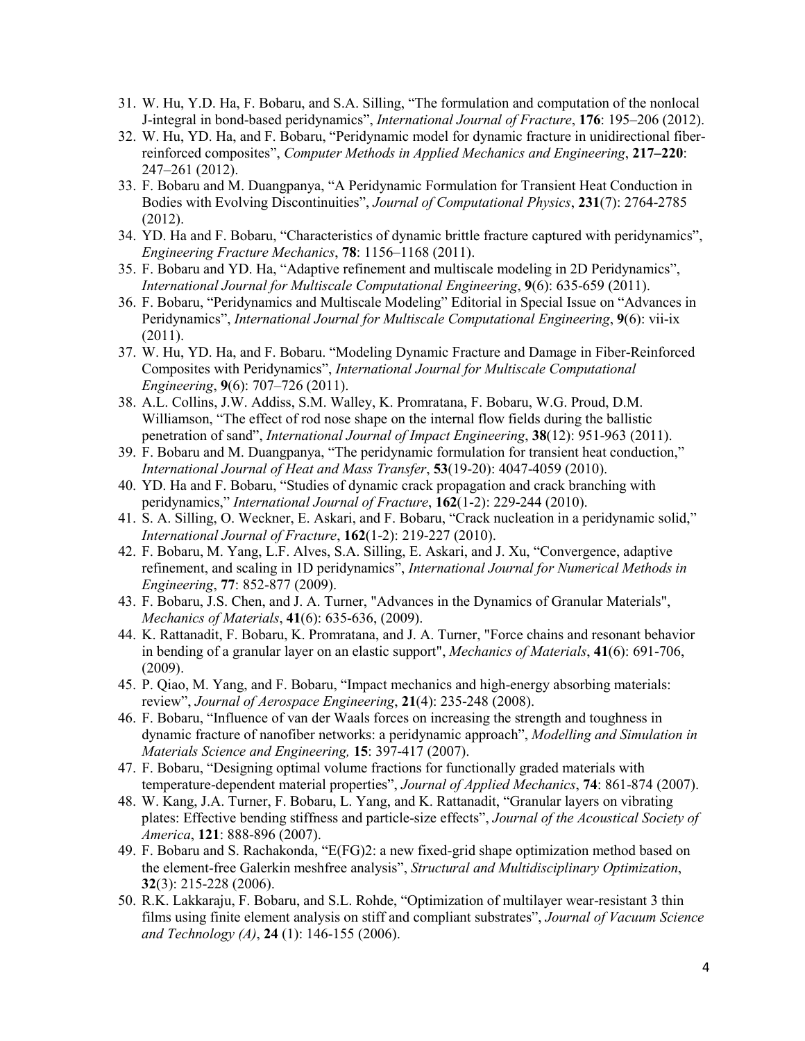31. W. Hu, Y.D. Ha, F. Bobaru, and S.A. Silling, "The formulation and computation of the nonlocal J-integral in bond-based peridynamics", *International Journal of Fracture*, **176**: 195–206 (2012).
32. W. Hu, YD. Ha, and F. Bobaru, "Peridynamic model for dynamic fracture in unidirectional fiber-reinforced composites", *Computer Methods in Applied Mechanics and Engineering*, **217–220**: 247–261 (2012).
33. F. Bobaru and M. Duangpanya, "A Peridynamic Formulation for Transient Heat Conduction in Bodies with Evolving Discontinuities", *Journal of Computational Physics*, **231**(7): 2764-2785 (2012).
34. YD. Ha and F. Bobaru, "Characteristics of dynamic brittle fracture captured with peridynamics", *Engineering Fracture Mechanics*, **78**: 1156–1168 (2011).
35. F. Bobaru and YD. Ha, "Adaptive refinement and multiscale modeling in 2D Peridynamics", *International Journal for Multiscale Computational Engineering*, **9**(6): 635-659 (2011).
36. F. Bobaru, "Peridynamics and Multiscale Modeling" Editorial in Special Issue on "Advances in Peridynamics", *International Journal for Multiscale Computational Engineering*, **9**(6): vii-ix (2011).
37. W. Hu, YD. Ha, and F. Bobaru. "Modeling Dynamic Fracture and Damage in Fiber-Reinforced Composites with Peridynamics", *International Journal for Multiscale Computational Engineering*, **9**(6): 707–726 (2011).
38. A.L. Collins, J.W. Addiss, S.M. Walley, K. Promratana, F. Bobaru, W.G. Proud, D.M. Williamson, "The effect of rod nose shape on the internal flow fields during the ballistic penetration of sand", *International Journal of Impact Engineering*, **38**(12): 951-963 (2011).
39. F. Bobaru and M. Duangpanya, "The peridynamic formulation for transient heat conduction," *International Journal of Heat and Mass Transfer*, **53**(19-20): 4047-4059 (2010).
40. YD. Ha and F. Bobaru, "Studies of dynamic crack propagation and crack branching with peridynamics," *International Journal of Fracture*, **162**(1-2): 229-244 (2010).
41. S. A. Silling, O. Weckner, E. Askari, and F. Bobaru, "Crack nucleation in a peridynamic solid," *International Journal of Fracture*, **162**(1-2): 219-227 (2010).
42. F. Bobaru, M. Yang, L.F. Alves, S.A. Silling, E. Askari, and J. Xu, "Convergence, adaptive refinement, and scaling in 1D peridynamics", *International Journal for Numerical Methods in Engineering*, **77**: 852-877 (2009).
43. F. Bobaru, J.S. Chen, and J. A. Turner, "Advances in the Dynamics of Granular Materials", *Mechanics of Materials*, **41**(6): 635-636, (2009).
44. K. Rattanadit, F. Bobaru, K. Promratana, and J. A. Turner, "Force chains and resonant behavior in bending of a granular layer on an elastic support", *Mechanics of Materials*, **41**(6): 691-706, (2009).
45. P. Qiao, M. Yang, and F. Bobaru, "Impact mechanics and high-energy absorbing materials: review", *Journal of Aerospace Engineering*, **21**(4): 235-248 (2008).
46. F. Bobaru, "Influence of van der Waals forces on increasing the strength and toughness in dynamic fracture of nanofiber networks: a peridynamic approach", *Modelling and Simulation in Materials Science and Engineering,* **15**: 397-417 (2007).
47. F. Bobaru, "Designing optimal volume fractions for functionally graded materials with temperature-dependent material properties", *Journal of Applied Mechanics*, **74**: 861-874 (2007).
48. W. Kang, J.A. Turner, F. Bobaru, L. Yang, and K. Rattanadit, "Granular layers on vibrating plates: Effective bending stiffness and particle-size effects", *Journal of the Acoustical Society of America*, **121**: 888-896 (2007).
49. F. Bobaru and S. Rachakonda, "E(FG)2: a new fixed-grid shape optimization method based on the element-free Galerkin meshfree analysis", *Structural and Multidisciplinary Optimization*, **32**(3): 215-228 (2006).
50. R.K. Lakkaraju, F. Bobaru, and S.L. Rohde, "Optimization of multilayer wear-resistant 3 thin films using finite element analysis on stiff and compliant substrates", *Journal of Vacuum Science and Technology (A)*, **24** (1): 146-155 (2006).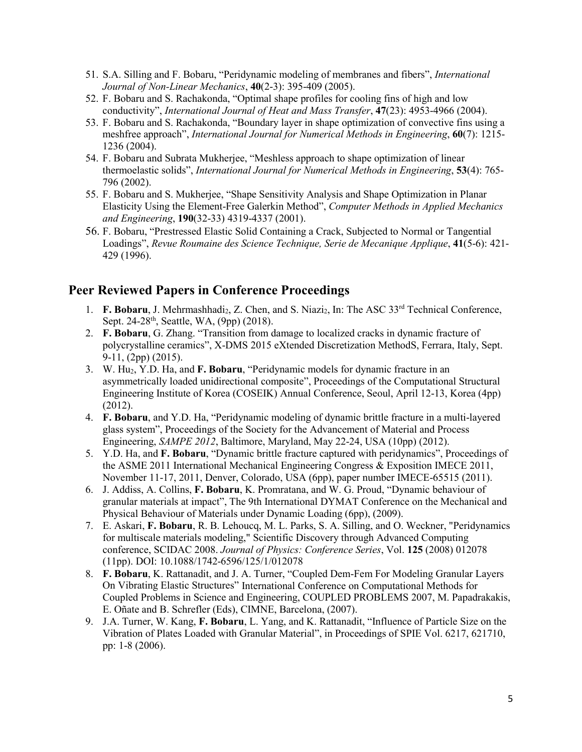51. S.A. Silling and F. Bobaru, "Peridynamic modeling of membranes and fibers", *International Journal of Non-Linear Mechanics*, **40**(2-3): 395-409 (2005).
52. F. Bobaru and S. Rachakonda, "Optimal shape profiles for cooling fins of high and low conductivity", *International Journal of Heat and Mass Transfer*, **47**(23): 4953-4966 (2004).
53. F. Bobaru and S. Rachakonda, "Boundary layer in shape optimization of convective fins using a meshfree approach", *International Journal for Numerical Methods in Engineering*, **60**(7): 1215-1236 (2004).
54. F. Bobaru and Subrata Mukherjee, "Meshless approach to shape optimization of linear thermoelastic solids", *International Journal for Numerical Methods in Engineering*, **53**(4): 765-796 (2002).
55. F. Bobaru and S. Mukherjee, "Shape Sensitivity Analysis and Shape Optimization in Planar Elasticity Using the Element-Free Galerkin Method", *Computer Methods in Applied Mechanics and Engineering*, **190**(32-33) 4319-4337 (2001).
56. F. Bobaru, "Prestressed Elastic Solid Containing a Crack, Subjected to Normal or Tangential Loadings", *Revue Roumaine des Science Technique, Serie de Mecanique Applique*, **41**(5-6): 421-429 (1996).

## Peer Reviewed Papers in Conference Proceedings

1. **F. Bobaru**, J. Mehrmashhadi[2], Z. Chen, and S. Niazi[2], In: The ASC 33[rd] Technical Conference, Sept. 24-28[th], Seattle, WA, (9pp) (2018).
2. **F. Bobaru**, G. Zhang. "Transition from damage to localized cracks in dynamic fracture of polycrystalline ceramics", X-DMS 2015 eXtended Discretization MethodS, Ferrara, Italy, Sept. 9-11, (2pp) (2015).
3. W. Hu[2], Y.D. Ha, and **F. Bobaru**, "Peridynamic models for dynamic fracture in an asymmetrically loaded unidirectional composite", Proceedings of the Computational Structural Engineering Institute of Korea (COSEIK) Annual Conference, Seoul, April 12-13, Korea (4pp) (2012).
4. **F. Bobaru**, and Y.D. Ha, "Peridynamic modeling of dynamic brittle fracture in a multi-layered glass system", Proceedings of the Society for the Advancement of Material and Process Engineering, *SAMPE 2012*, Baltimore, Maryland, May 22-24, USA (10pp) (2012).
5. Y.D. Ha, and **F. Bobaru**, "Dynamic brittle fracture captured with peridynamics", Proceedings of the ASME 2011 International Mechanical Engineering Congress & Exposition IMECE 2011, November 11-17, 2011, Denver, Colorado, USA (6pp), paper number IMECE-65515 (2011).
6. J. Addiss, A. Collins, **F. Bobaru**, K. Promratana, and W. G. Proud, "Dynamic behaviour of granular materials at impact", The 9th International DYMAT Conference on the Mechanical and Physical Behaviour of Materials under Dynamic Loading (6pp), (2009).
7. E. Askari, **F. Bobaru**, R. B. Lehoucq, M. L. Parks, S. A. Silling, and O. Weckner, "Peridynamics for multiscale materials modeling," Scientific Discovery through Advanced Computing conference, SCIDAC 2008. *Journal of Physics: Conference Series*, Vol. **125** (2008) 012078 (11pp). DOI: 10.1088/1742-6596/125/1/012078
8. **F. Bobaru**, K. Rattanadit, and J. A. Turner, "Coupled Dem-Fem For Modeling Granular Layers On Vibrating Elastic Structures" International Conference on Computational Methods for Coupled Problems in Science and Engineering, COUPLED PROBLEMS 2007, M. Papadrakakis, E. Oñate and B. Schrefler (Eds), CIMNE, Barcelona, (2007).
9. J.A. Turner, W. Kang, **F. Bobaru**, L. Yang, and K. Rattanadit, "Influence of Particle Size on the Vibration of Plates Loaded with Granular Material", in Proceedings of SPIE Vol. 6217, 621710, pp: 1-8 (2006).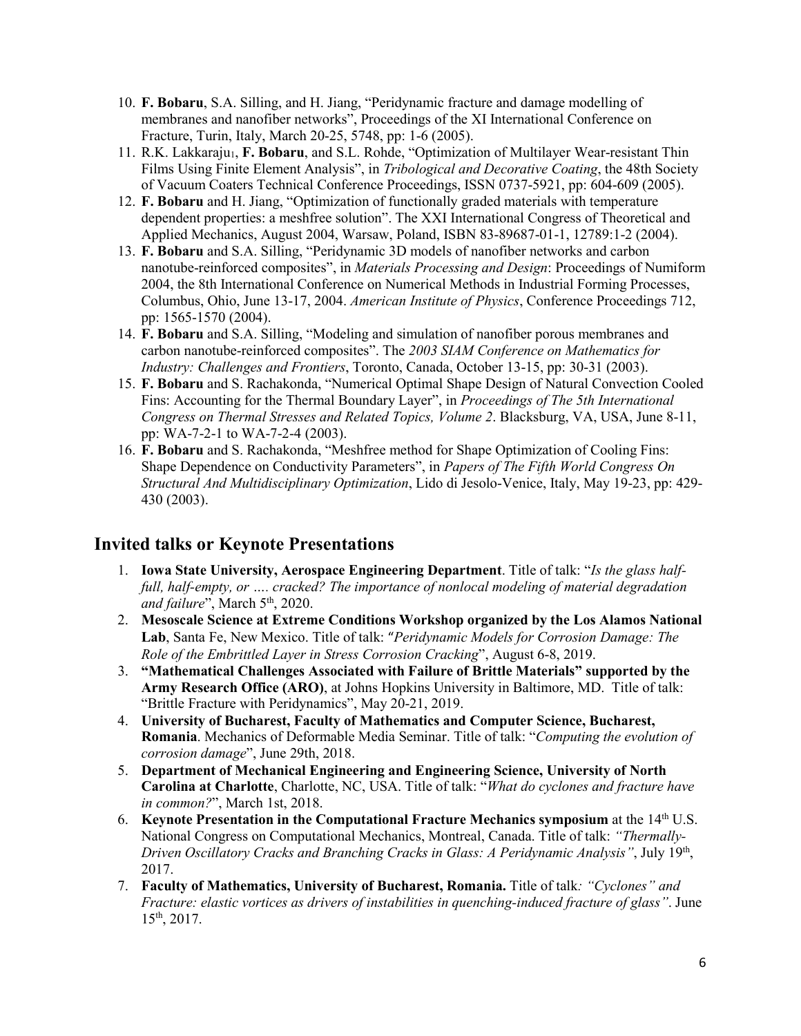10. **F. Bobaru**, S.A. Silling, and H. Jiang, "Peridynamic fracture and damage modelling of membranes and nanofiber networks", Proceedings of the XI International Conference on Fracture, Turin, Italy, March 20-25, 5748, pp: 1-6 (2005).
11. R.K. Lakkaraju[1], **F. Bobaru**, and S.L. Rohde, "Optimization of Multilayer Wear-resistant Thin Films Using Finite Element Analysis", in *Tribological and Decorative Coating*, the 48th Society of Vacuum Coaters Technical Conference Proceedings, ISSN 0737-5921, pp: 604-609 (2005).
12. **F. Bobaru** and H. Jiang, "Optimization of functionally graded materials with temperature dependent properties: a meshfree solution". The XXI International Congress of Theoretical and Applied Mechanics, August 2004, Warsaw, Poland, ISBN 83-89687-01-1, 12789:1-2 (2004).
13. **F. Bobaru** and S.A. Silling, "Peridynamic 3D models of nanofiber networks and carbon nanotube-reinforced composites", in *Materials Processing and Design*: Proceedings of Numiform 2004, the 8th International Conference on Numerical Methods in Industrial Forming Processes, Columbus, Ohio, June 13-17, 2004. *American Institute of Physics*, Conference Proceedings 712, pp: 1565-1570 (2004).
14. **F. Bobaru** and S.A. Silling, "Modeling and simulation of nanofiber porous membranes and carbon nanotube-reinforced composites". The *2003 SIAM Conference on Mathematics for Industry: Challenges and Frontiers*, Toronto, Canada, October 13-15, pp: 30-31 (2003).
15. **F. Bobaru** and S. Rachakonda, "Numerical Optimal Shape Design of Natural Convection Cooled Fins: Accounting for the Thermal Boundary Layer", in *Proceedings of The 5th International Congress on Thermal Stresses and Related Topics, Volume 2*. Blacksburg, VA, USA, June 8-11, pp: WA-7-2-1 to WA-7-2-4 (2003).
16. **F. Bobaru** and S. Rachakonda, "Meshfree method for Shape Optimization of Cooling Fins: Shape Dependence on Conductivity Parameters", in *Papers of The Fifth World Congress On Structural And Multidisciplinary Optimization*, Lido di Jesolo-Venice, Italy, May 19-23, pp: 429-430 (2003).

## Invited talks or Keynote Presentations

1. **Iowa State University, Aerospace Engineering Department**. Title of talk: "*Is the glass half-full, half-empty, or …. cracked? The importance of nonlocal modeling of material degradation and failure*", March 5th, 2020.
2. **Mesoscale Science at Extreme Conditions Workshop organized by the Los Alamos National Lab**, Santa Fe, New Mexico. Title of talk: "*Peridynamic Models for Corrosion Damage: The Role of the Embrittled Layer in Stress Corrosion Cracking*", August 6-8, 2019.
3. **"Mathematical Challenges Associated with Failure of Brittle Materials" supported by the Army Research Office (ARO)**, at Johns Hopkins University in Baltimore, MD. Title of talk: "Brittle Fracture with Peridynamics", May 20-21, 2019.
4. **University of Bucharest, Faculty of Mathematics and Computer Science, Bucharest, Romania**. Mechanics of Deformable Media Seminar. Title of talk: "*Computing the evolution of corrosion damage*", June 29th, 2018.
5. **Department of Mechanical Engineering and Engineering Science, University of North Carolina at Charlotte**, Charlotte, NC, USA. Title of talk: "*What do cyclones and fracture have in common?*", March 1st, 2018.
6. **Keynote Presentation in the Computational Fracture Mechanics symposium** at the 14th U.S. National Congress on Computational Mechanics, Montreal, Canada. Title of talk: *"Thermally-Driven Oscillatory Cracks and Branching Cracks in Glass: A Peridynamic Analysis"*, July 19th, 2017.
7. **Faculty of Mathematics, University of Bucharest, Romania.** Title of talk*: "Cyclones" and Fracture: elastic vortices as drivers of instabilities in quenching-induced fracture of glass"*. June 15th, 2017.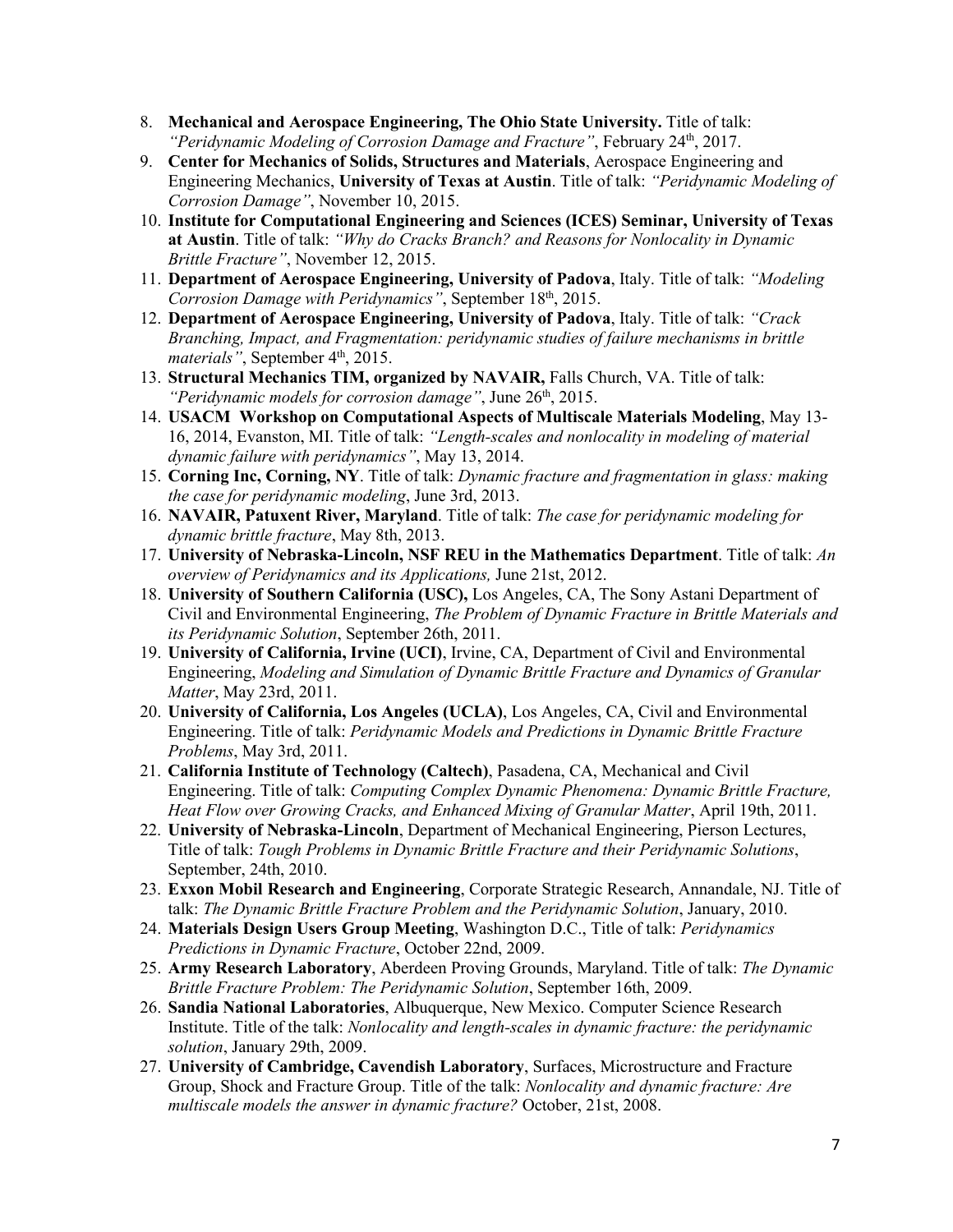8. **Mechanical and Aerospace Engineering, The Ohio State University.** Title of talk: *"Peridynamic Modeling of Corrosion Damage and Fracture"*, February 24th, 2017.
9. **Center for Mechanics of Solids, Structures and Materials**, Aerospace Engineering and Engineering Mechanics, **University of Texas at Austin**. Title of talk: *"Peridynamic Modeling of Corrosion Damage"*, November 10, 2015.
10. **Institute for Computational Engineering and Sciences (ICES) Seminar, University of Texas at Austin**. Title of talk: *"Why do Cracks Branch? and Reasons for Nonlocality in Dynamic Brittle Fracture"*, November 12, 2015.
11. **Department of Aerospace Engineering, University of Padova**, Italy. Title of talk: *"Modeling Corrosion Damage with Peridynamics"*, September 18th, 2015.
12. **Department of Aerospace Engineering, University of Padova**, Italy. Title of talk: *"Crack Branching, Impact, and Fragmentation: peridynamic studies of failure mechanisms in brittle materials"*, September 4th, 2015.
13. **Structural Mechanics TIM, organized by NAVAIR,** Falls Church, VA. Title of talk: *"Peridynamic models for corrosion damage"*, June 26th, 2015.
14. **USACM Workshop on Computational Aspects of Multiscale Materials Modeling**, May 13-16, 2014, Evanston, MI. Title of talk: *"Length-scales and nonlocality in modeling of material dynamic failure with peridynamics"*, May 13, 2014.
15. **Corning Inc, Corning, NY**. Title of talk: *Dynamic fracture and fragmentation in glass: making the case for peridynamic modeling*, June 3rd, 2013.
16. **NAVAIR, Patuxent River, Maryland**. Title of talk: *The case for peridynamic modeling for dynamic brittle fracture*, May 8th, 2013.
17. **University of Nebraska-Lincoln, NSF REU in the Mathematics Department**. Title of talk: *An overview of Peridynamics and its Applications,* June 21st, 2012.
18. **University of Southern California (USC),** Los Angeles, CA, The Sony Astani Department of Civil and Environmental Engineering, *The Problem of Dynamic Fracture in Brittle Materials and its Peridynamic Solution*, September 26th, 2011.
19. **University of California, Irvine (UCI)**, Irvine, CA, Department of Civil and Environmental Engineering, *Modeling and Simulation of Dynamic Brittle Fracture and Dynamics of Granular Matter*, May 23rd, 2011.
20. **University of California, Los Angeles (UCLA)**, Los Angeles, CA, Civil and Environmental Engineering. Title of talk: *Peridynamic Models and Predictions in Dynamic Brittle Fracture Problems*, May 3rd, 2011.
21. **California Institute of Technology (Caltech)**, Pasadena, CA, Mechanical and Civil Engineering. Title of talk: *Computing Complex Dynamic Phenomena: Dynamic Brittle Fracture, Heat Flow over Growing Cracks, and Enhanced Mixing of Granular Matter*, April 19th, 2011.
22. **University of Nebraska-Lincoln**, Department of Mechanical Engineering, Pierson Lectures, Title of talk: *Tough Problems in Dynamic Brittle Fracture and their Peridynamic Solutions*, September, 24th, 2010.
23. **Exxon Mobil Research and Engineering**, Corporate Strategic Research, Annandale, NJ. Title of talk: *The Dynamic Brittle Fracture Problem and the Peridynamic Solution*, January, 2010.
24. **Materials Design Users Group Meeting**, Washington D.C., Title of talk: *Peridynamics Predictions in Dynamic Fracture*, October 22nd, 2009.
25. **Army Research Laboratory**, Aberdeen Proving Grounds, Maryland. Title of talk: *The Dynamic Brittle Fracture Problem: The Peridynamic Solution*, September 16th, 2009.
26. **Sandia National Laboratories**, Albuquerque, New Mexico. Computer Science Research Institute. Title of the talk: *Nonlocality and length-scales in dynamic fracture: the peridynamic solution*, January 29th, 2009.
27. **University of Cambridge, Cavendish Laboratory**, Surfaces, Microstructure and Fracture Group, Shock and Fracture Group. Title of the talk: *Nonlocality and dynamic fracture: Are multiscale models the answer in dynamic fracture?* October, 21st, 2008.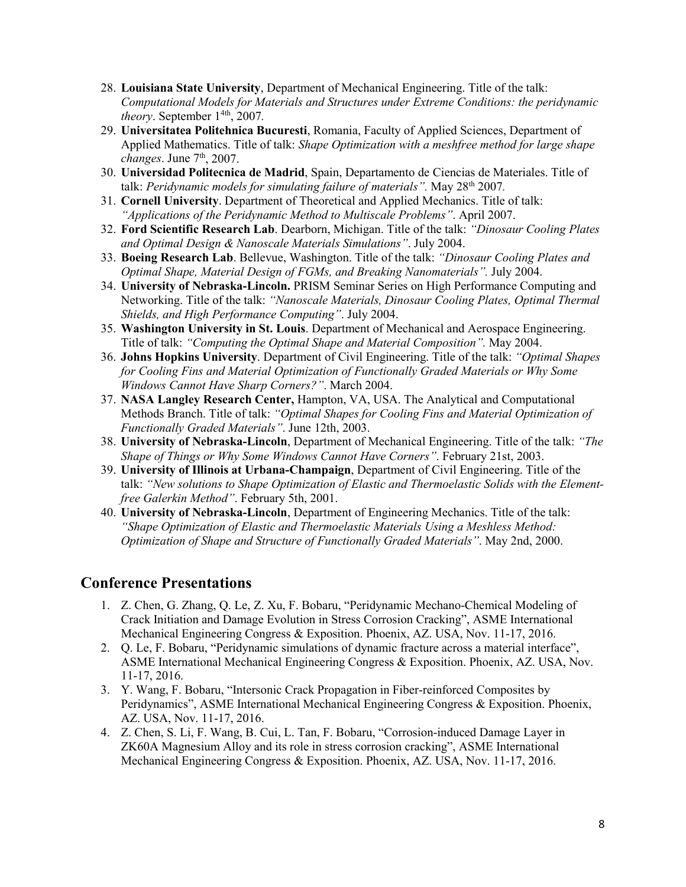28. **Louisiana State University**, Department of Mechanical Engineering. Title of the talk: *Computational Models for Materials and Structures under Extreme Conditions: the peridynamic theory*. September 1[4th], 2007.
29. **Universitatea Politehnica Bucuresti**, Romania, Faculty of Applied Sciences, Department of Applied Mathematics. Title of talk: *Shape Optimization with a meshfree method for large shape changes*. June 7[th], 2007.
30. **Universidad Politecnica de Madrid**, Spain, Departamento de Ciencias de Materiales. Title of talk: *Peridynamic models for simulating failure of materials".* May 28[th] 2007.
31. **Cornell University**. Department of Theoretical and Applied Mechanics. Title of talk: *"Applications of the Peridynamic Method to Multiscale Problems"*. April 2007.
32. **Ford Scientific Research Lab**. Dearborn, Michigan. Title of the talk: *"Dinosaur Cooling Plates and Optimal Design & Nanoscale Materials Simulations"*. July 2004.
33. **Boeing Research Lab**. Bellevue, Washington. Title of the talk: *"Dinosaur Cooling Plates and Optimal Shape, Material Design of FGMs, and Breaking Nanomaterials".* July 2004.
34. **University of Nebraska-Lincoln.** PRISM Seminar Series on High Performance Computing and Networking. Title of the talk: *"Nanoscale Materials, Dinosaur Cooling Plates, Optimal Thermal Shields, and High Performance Computing"*. July 2004.
35. **Washington University in St. Louis**. Department of Mechanical and Aerospace Engineering. Title of talk: *"Computing the Optimal Shape and Material Composition".* May 2004.
36. **Johns Hopkins University**. Department of Civil Engineering. Title of the talk: *"Optimal Shapes for Cooling Fins and Material Optimization of Functionally Graded Materials or Why Some Windows Cannot Have Sharp Corners?"*. March 2004.
37. **NASA Langley Research Center,** Hampton, VA, USA. The Analytical and Computational Methods Branch. Title of talk: *"Optimal Shapes for Cooling Fins and Material Optimization of Functionally Graded Materials"*. June 12th, 2003.
38. **University of Nebraska-Lincoln**, Department of Mechanical Engineering. Title of the talk: *"The Shape of Things or Why Some Windows Cannot Have Corners"*. February 21st, 2003.
39. **University of Illinois at Urbana-Champaign**, Department of Civil Engineering. Title of the talk: *"New solutions to Shape Optimization of Elastic and Thermoelastic Solids with the Element-free Galerkin Method"*. February 5th, 2001.
40. **University of Nebraska-Lincoln**, Department of Engineering Mechanics. Title of the talk: *"Shape Optimization of Elastic and Thermoelastic Materials Using a Meshless Method: Optimization of Shape and Structure of Functionally Graded Materials"*. May 2nd, 2000.

## Conference Presentations

1. Z. Chen, G. Zhang, Q. Le, Z. Xu, F. Bobaru, "Peridynamic Mechano-Chemical Modeling of Crack Initiation and Damage Evolution in Stress Corrosion Cracking", ASME International Mechanical Engineering Congress & Exposition. Phoenix, AZ. USA, Nov. 11-17, 2016.
2. Q. Le, F. Bobaru, "Peridynamic simulations of dynamic fracture across a material interface", ASME International Mechanical Engineering Congress & Exposition. Phoenix, AZ. USA, Nov. 11-17, 2016.
3. Y. Wang, F. Bobaru, "Intersonic Crack Propagation in Fiber-reinforced Composites by Peridynamics", ASME International Mechanical Engineering Congress & Exposition. Phoenix, AZ. USA, Nov. 11-17, 2016.
4. Z. Chen, S. Li, F. Wang, B. Cui, L. Tan, F. Bobaru, "Corrosion-induced Damage Layer in ZK60A Magnesium Alloy and its role in stress corrosion cracking", ASME International Mechanical Engineering Congress & Exposition. Phoenix, AZ. USA, Nov. 11-17, 2016.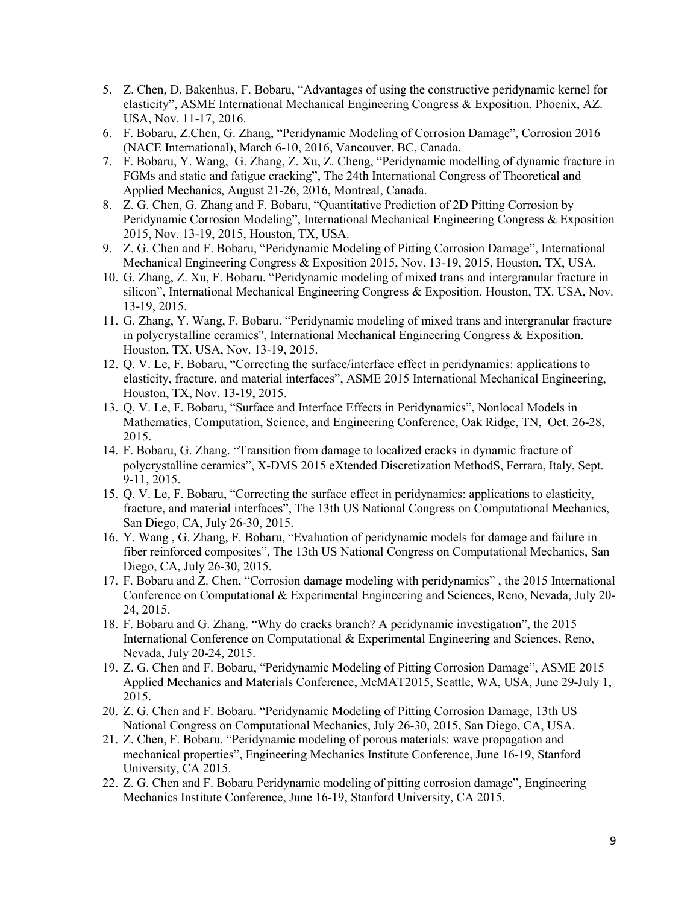5. Z. Chen, D. Bakenhus, F. Bobaru, "Advantages of using the constructive peridynamic kernel for elasticity", ASME International Mechanical Engineering Congress & Exposition. Phoenix, AZ. USA, Nov. 11-17, 2016.
6. F. Bobaru, Z.Chen, G. Zhang, "Peridynamic Modeling of Corrosion Damage", Corrosion 2016 (NACE International), March 6-10, 2016, Vancouver, BC, Canada.
7. F. Bobaru, Y. Wang, G. Zhang, Z. Xu, Z. Cheng, "Peridynamic modelling of dynamic fracture in FGMs and static and fatigue cracking", The 24th International Congress of Theoretical and Applied Mechanics, August 21-26, 2016, Montreal, Canada.
8. Z. G. Chen, G. Zhang and F. Bobaru, "Quantitative Prediction of 2D Pitting Corrosion by Peridynamic Corrosion Modeling", International Mechanical Engineering Congress & Exposition 2015, Nov. 13-19, 2015, Houston, TX, USA.
9. Z. G. Chen and F. Bobaru, "Peridynamic Modeling of Pitting Corrosion Damage", International Mechanical Engineering Congress & Exposition 2015, Nov. 13-19, 2015, Houston, TX, USA.
10. G. Zhang, Z. Xu, F. Bobaru. "Peridynamic modeling of mixed trans and intergranular fracture in silicon", International Mechanical Engineering Congress & Exposition. Houston, TX. USA, Nov. 13-19, 2015.
11. G. Zhang, Y. Wang, F. Bobaru. "Peridynamic modeling of mixed trans and intergranular fracture in polycrystalline ceramics", International Mechanical Engineering Congress & Exposition. Houston, TX. USA, Nov. 13-19, 2015.
12. Q. V. Le, F. Bobaru, "Correcting the surface/interface effect in peridynamics: applications to elasticity, fracture, and material interfaces", ASME 2015 International Mechanical Engineering, Houston, TX, Nov. 13-19, 2015.
13. Q. V. Le, F. Bobaru, "Surface and Interface Effects in Peridynamics", Nonlocal Models in Mathematics, Computation, Science, and Engineering Conference, Oak Ridge, TN, Oct. 26-28, 2015.
14. F. Bobaru, G. Zhang. "Transition from damage to localized cracks in dynamic fracture of polycrystalline ceramics", X-DMS 2015 eXtended Discretization MethodS, Ferrara, Italy, Sept. 9-11, 2015.
15. Q. V. Le, F. Bobaru, "Correcting the surface effect in peridynamics: applications to elasticity, fracture, and material interfaces", The 13th US National Congress on Computational Mechanics, San Diego, CA, July 26-30, 2015.
16. Y. Wang , G. Zhang, F. Bobaru, "Evaluation of peridynamic models for damage and failure in fiber reinforced composites", The 13th US National Congress on Computational Mechanics, San Diego, CA, July 26-30, 2015.
17. F. Bobaru and Z. Chen, "Corrosion damage modeling with peridynamics" , the 2015 International Conference on Computational & Experimental Engineering and Sciences, Reno, Nevada, July 20-24, 2015.
18. F. Bobaru and G. Zhang. "Why do cracks branch? A peridynamic investigation", the 2015 International Conference on Computational & Experimental Engineering and Sciences, Reno, Nevada, July 20-24, 2015.
19. Z. G. Chen and F. Bobaru, "Peridynamic Modeling of Pitting Corrosion Damage", ASME 2015 Applied Mechanics and Materials Conference, McMAT2015, Seattle, WA, USA, June 29-July 1, 2015.
20. Z. G. Chen and F. Bobaru. "Peridynamic Modeling of Pitting Corrosion Damage, 13th US National Congress on Computational Mechanics, July 26-30, 2015, San Diego, CA, USA.
21. Z. Chen, F. Bobaru. "Peridynamic modeling of porous materials: wave propagation and mechanical properties", Engineering Mechanics Institute Conference, June 16-19, Stanford University, CA 2015.
22. Z. G. Chen and F. Bobaru Peridynamic modeling of pitting corrosion damage", Engineering Mechanics Institute Conference, June 16-19, Stanford University, CA 2015.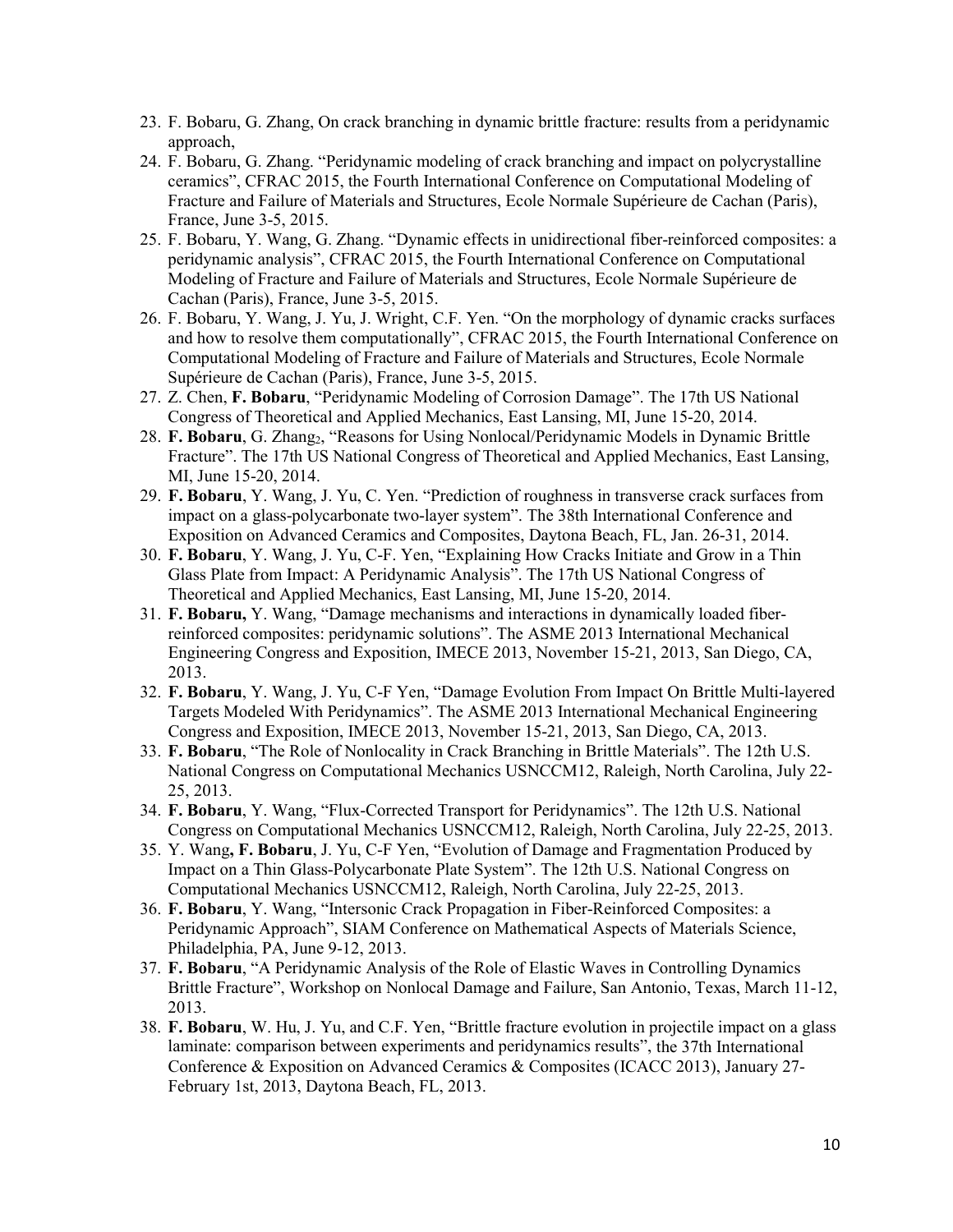23. F. Bobaru, G. Zhang, On crack branching in dynamic brittle fracture: results from a peridynamic approach,
24. F. Bobaru, G. Zhang. "Peridynamic modeling of crack branching and impact on polycrystalline ceramics", CFRAC 2015, the Fourth International Conference on Computational Modeling of Fracture and Failure of Materials and Structures, Ecole Normale Supérieure de Cachan (Paris), France, June 3-5, 2015.
25. F. Bobaru, Y. Wang, G. Zhang. "Dynamic effects in unidirectional fiber-reinforced composites: a peridynamic analysis", CFRAC 2015, the Fourth International Conference on Computational Modeling of Fracture and Failure of Materials and Structures, Ecole Normale Supérieure de Cachan (Paris), France, June 3-5, 2015.
26. F. Bobaru, Y. Wang, J. Yu, J. Wright, C.F. Yen. "On the morphology of dynamic cracks surfaces and how to resolve them computationally", CFRAC 2015, the Fourth International Conference on Computational Modeling of Fracture and Failure of Materials and Structures, Ecole Normale Supérieure de Cachan (Paris), France, June 3-5, 2015.
27. Z. Chen, **F. Bobaru**, "Peridynamic Modeling of Corrosion Damage". The 17th US National Congress of Theoretical and Applied Mechanics, East Lansing, MI, June 15-20, 2014.
28. **F. Bobaru**, G. Zhang[2], "Reasons for Using Nonlocal/Peridynamic Models in Dynamic Brittle Fracture". The 17th US National Congress of Theoretical and Applied Mechanics, East Lansing, MI, June 15-20, 2014.
29. **F. Bobaru**, Y. Wang, J. Yu, C. Yen. "Prediction of roughness in transverse crack surfaces from impact on a glass-polycarbonate two-layer system". The 38th International Conference and Exposition on Advanced Ceramics and Composites, Daytona Beach, FL, Jan. 26-31, 2014.
30. **F. Bobaru**, Y. Wang, J. Yu, C-F. Yen, "Explaining How Cracks Initiate and Grow in a Thin Glass Plate from Impact: A Peridynamic Analysis". The 17th US National Congress of Theoretical and Applied Mechanics, East Lansing, MI, June 15-20, 2014.
31. **F. Bobaru,** Y. Wang, "Damage mechanisms and interactions in dynamically loaded fiber-reinforced composites: peridynamic solutions". The ASME 2013 International Mechanical Engineering Congress and Exposition, IMECE 2013, November 15-21, 2013, San Diego, CA, 2013.
32. **F. Bobaru**, Y. Wang, J. Yu, C-F Yen, "Damage Evolution From Impact On Brittle Multi-layered Targets Modeled With Peridynamics". The ASME 2013 International Mechanical Engineering Congress and Exposition, IMECE 2013, November 15-21, 2013, San Diego, CA, 2013.
33. **F. Bobaru**, "The Role of Nonlocality in Crack Branching in Brittle Materials". The 12th U.S. National Congress on Computational Mechanics USNCCM12, Raleigh, North Carolina, July 22-25, 2013.
34. **F. Bobaru**, Y. Wang, "Flux-Corrected Transport for Peridynamics". The 12th U.S. National Congress on Computational Mechanics USNCCM12, Raleigh, North Carolina, July 22-25, 2013.
35. Y. Wang**, F. Bobaru**, J. Yu, C-F Yen, "Evolution of Damage and Fragmentation Produced by Impact on a Thin Glass-Polycarbonate Plate System". The 12th U.S. National Congress on Computational Mechanics USNCCM12, Raleigh, North Carolina, July 22-25, 2013.
36. **F. Bobaru**, Y. Wang, "Intersonic Crack Propagation in Fiber-Reinforced Composites: a Peridynamic Approach", SIAM Conference on Mathematical Aspects of Materials Science, Philadelphia, PA, June 9-12, 2013.
37. **F. Bobaru**, "A Peridynamic Analysis of the Role of Elastic Waves in Controlling Dynamics Brittle Fracture", Workshop on Nonlocal Damage and Failure, San Antonio, Texas, March 11-12, 2013.
38. **F. Bobaru**, W. Hu, J. Yu, and C.F. Yen, "Brittle fracture evolution in projectile impact on a glass laminate: comparison between experiments and peridynamics results", the 37th International Conference & Exposition on Advanced Ceramics & Composites (ICACC 2013), January 27-February 1st, 2013, Daytona Beach, FL, 2013.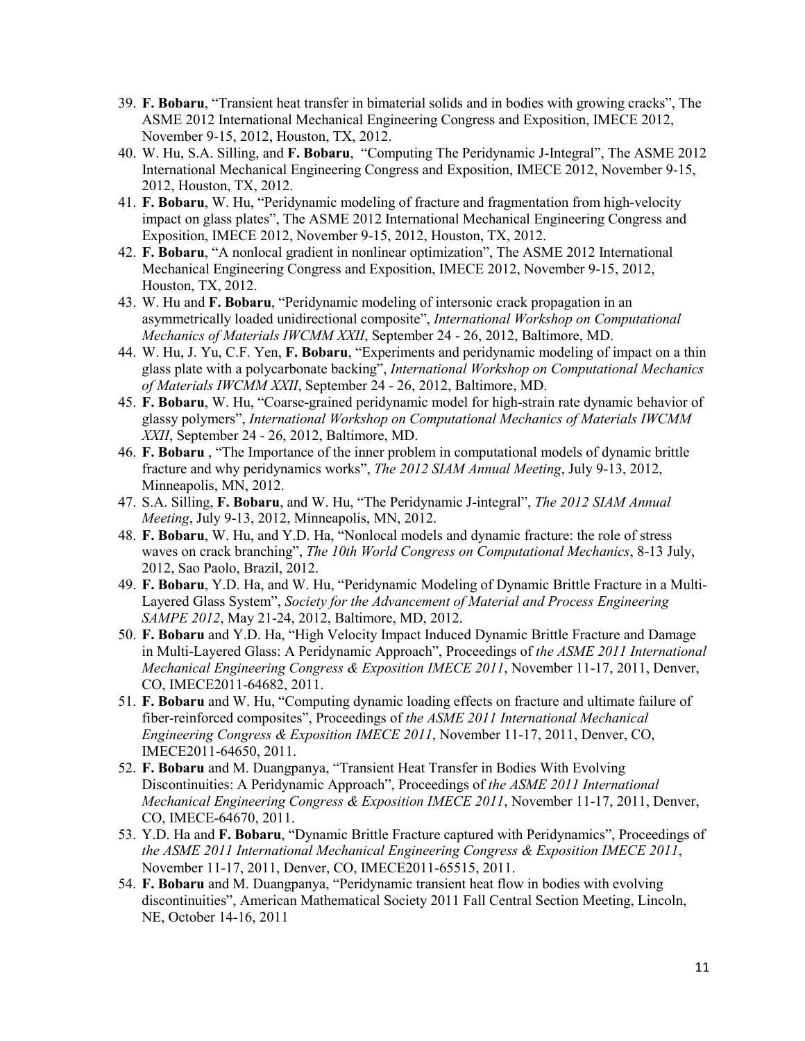39. **F. Bobaru**, "Transient heat transfer in bimaterial solids and in bodies with growing cracks", The ASME 2012 International Mechanical Engineering Congress and Exposition, IMECE 2012, November 9-15, 2012, Houston, TX, 2012.
40. W. Hu, S.A. Silling, and **F. Bobaru**, "Computing The Peridynamic J-Integral", The ASME 2012 International Mechanical Engineering Congress and Exposition, IMECE 2012, November 9-15, 2012, Houston, TX, 2012.
41. **F. Bobaru**, W. Hu, "Peridynamic modeling of fracture and fragmentation from high-velocity impact on glass plates", The ASME 2012 International Mechanical Engineering Congress and Exposition, IMECE 2012, November 9-15, 2012, Houston, TX, 2012.
42. **F. Bobaru**, "A nonlocal gradient in nonlinear optimization", The ASME 2012 International Mechanical Engineering Congress and Exposition, IMECE 2012, November 9-15, 2012, Houston, TX, 2012.
43. W. Hu and **F. Bobaru**, "Peridynamic modeling of intersonic crack propagation in an asymmetrically loaded unidirectional composite", *International Workshop on Computational Mechanics of Materials IWCMM XXII*, September 24 - 26, 2012, Baltimore, MD.
44. W. Hu, J. Yu, C.F. Yen, **F. Bobaru**, "Experiments and peridynamic modeling of impact on a thin glass plate with a polycarbonate backing", *International Workshop on Computational Mechanics of Materials IWCMM XXII*, September 24 - 26, 2012, Baltimore, MD.
45. **F. Bobaru**, W. Hu, "Coarse-grained peridynamic model for high-strain rate dynamic behavior of glassy polymers", *International Workshop on Computational Mechanics of Materials IWCMM XXII*, September 24 - 26, 2012, Baltimore, MD.
46. **F. Bobaru** , "The Importance of the inner problem in computational models of dynamic brittle fracture and why peridynamics works", *The 2012 SIAM Annual Meeting*, July 9-13, 2012, Minneapolis, MN, 2012.
47. S.A. Silling, **F. Bobaru**, and W. Hu, "The Peridynamic J-integral", *The 2012 SIAM Annual Meeting*, July 9-13, 2012, Minneapolis, MN, 2012.
48. **F. Bobaru**, W. Hu, and Y.D. Ha, "Nonlocal models and dynamic fracture: the role of stress waves on crack branching", *The 10th World Congress on Computational Mechanics*, 8-13 July, 2012, Sao Paolo, Brazil, 2012.
49. **F. Bobaru**, Y.D. Ha, and W. Hu, "Peridynamic Modeling of Dynamic Brittle Fracture in a Multi-Layered Glass System", *Society for the Advancement of Material and Process Engineering SAMPE 2012*, May 21-24, 2012, Baltimore, MD, 2012.
50. **F. Bobaru** and Y.D. Ha, "High Velocity Impact Induced Dynamic Brittle Fracture and Damage in Multi-Layered Glass: A Peridynamic Approach", Proceedings of *the ASME 2011 International Mechanical Engineering Congress & Exposition IMECE 2011*, November 11-17, 2011, Denver, CO, IMECE2011-64682, 2011.
51. **F. Bobaru** and W. Hu, "Computing dynamic loading effects on fracture and ultimate failure of fiber-reinforced composites", Proceedings of *the ASME 2011 International Mechanical Engineering Congress & Exposition IMECE 2011*, November 11-17, 2011, Denver, CO, IMECE2011-64650, 2011.
52. **F. Bobaru** and M. Duangpanya, "Transient Heat Transfer in Bodies With Evolving Discontinuities: A Peridynamic Approach", Proceedings of *the ASME 2011 International Mechanical Engineering Congress & Exposition IMECE 2011*, November 11-17, 2011, Denver, CO, IMECE-64670, 2011.
53. Y.D. Ha and **F. Bobaru**, "Dynamic Brittle Fracture captured with Peridynamics", Proceedings of *the ASME 2011 International Mechanical Engineering Congress & Exposition IMECE 2011*, November 11-17, 2011, Denver, CO, IMECE2011-65515, 2011.
54. **F. Bobaru** and M. Duangpanya, "Peridynamic transient heat flow in bodies with evolving discontinuities", American Mathematical Society 2011 Fall Central Section Meeting, Lincoln, NE, October 14-16, 2011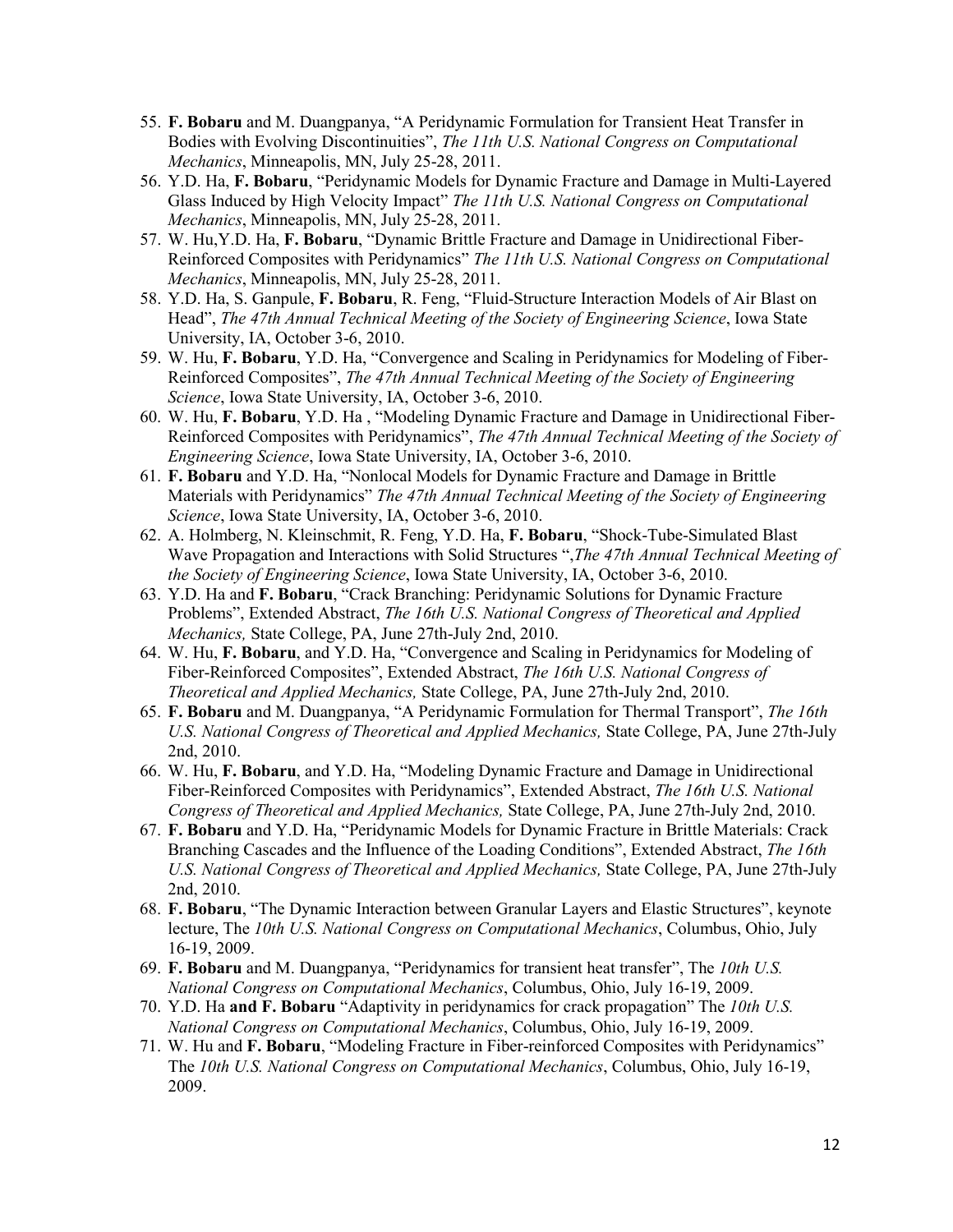55. **F. Bobaru** and M. Duangpanya, "A Peridynamic Formulation for Transient Heat Transfer in Bodies with Evolving Discontinuities", *The 11th U.S. National Congress on Computational Mechanics*, Minneapolis, MN, July 25-28, 2011.
56. Y.D. Ha, **F. Bobaru**, "Peridynamic Models for Dynamic Fracture and Damage in Multi-Layered Glass Induced by High Velocity Impact" *The 11th U.S. National Congress on Computational Mechanics*, Minneapolis, MN, July 25-28, 2011.
57. W. Hu,Y.D. Ha, **F. Bobaru**, "Dynamic Brittle Fracture and Damage in Unidirectional Fiber-Reinforced Composites with Peridynamics" *The 11th U.S. National Congress on Computational Mechanics*, Minneapolis, MN, July 25-28, 2011.
58. Y.D. Ha, S. Ganpule, **F. Bobaru**, R. Feng, "Fluid-Structure Interaction Models of Air Blast on Head", *The 47th Annual Technical Meeting of the Society of Engineering Science*, Iowa State University, IA, October 3-6, 2010.
59. W. Hu, **F. Bobaru**, Y.D. Ha, "Convergence and Scaling in Peridynamics for Modeling of Fiber-Reinforced Composites", *The 47th Annual Technical Meeting of the Society of Engineering Science*, Iowa State University, IA, October 3-6, 2010.
60. W. Hu, **F. Bobaru**, Y.D. Ha , "Modeling Dynamic Fracture and Damage in Unidirectional Fiber-Reinforced Composites with Peridynamics", *The 47th Annual Technical Meeting of the Society of Engineering Science*, Iowa State University, IA, October 3-6, 2010.
61. **F. Bobaru** and Y.D. Ha, "Nonlocal Models for Dynamic Fracture and Damage in Brittle Materials with Peridynamics" *The 47th Annual Technical Meeting of the Society of Engineering Science*, Iowa State University, IA, October 3-6, 2010.
62. A. Holmberg, N. Kleinschmit, R. Feng, Y.D. Ha, **F. Bobaru**, "Shock-Tube-Simulated Blast Wave Propagation and Interactions with Solid Structures ",*The 47th Annual Technical Meeting of the Society of Engineering Science*, Iowa State University, IA, October 3-6, 2010.
63. Y.D. Ha and **F. Bobaru**, "Crack Branching: Peridynamic Solutions for Dynamic Fracture Problems", Extended Abstract, *The 16th U.S. National Congress of Theoretical and Applied Mechanics,* State College, PA, June 27th-July 2nd, 2010.
64. W. Hu, **F. Bobaru**, and Y.D. Ha, "Convergence and Scaling in Peridynamics for Modeling of Fiber-Reinforced Composites", Extended Abstract, *The 16th U.S. National Congress of Theoretical and Applied Mechanics,* State College, PA, June 27th-July 2nd, 2010.
65. **F. Bobaru** and M. Duangpanya, "A Peridynamic Formulation for Thermal Transport", *The 16th U.S. National Congress of Theoretical and Applied Mechanics,* State College, PA, June 27th-July 2nd, 2010.
66. W. Hu, **F. Bobaru**, and Y.D. Ha, "Modeling Dynamic Fracture and Damage in Unidirectional Fiber-Reinforced Composites with Peridynamics", Extended Abstract, *The 16th U.S. National Congress of Theoretical and Applied Mechanics,* State College, PA, June 27th-July 2nd, 2010.
67. **F. Bobaru** and Y.D. Ha, "Peridynamic Models for Dynamic Fracture in Brittle Materials: Crack Branching Cascades and the Influence of the Loading Conditions", Extended Abstract, *The 16th U.S. National Congress of Theoretical and Applied Mechanics,* State College, PA, June 27th-July 2nd, 2010.
68. **F. Bobaru**, "The Dynamic Interaction between Granular Layers and Elastic Structures", keynote lecture, The *10th U.S. National Congress on Computational Mechanics*, Columbus, Ohio, July 16-19, 2009.
69. **F. Bobaru** and M. Duangpanya, "Peridynamics for transient heat transfer", The *10th U.S. National Congress on Computational Mechanics*, Columbus, Ohio, July 16-19, 2009.
70. Y.D. Ha **and F. Bobaru** "Adaptivity in peridynamics for crack propagation" The *10th U.S. National Congress on Computational Mechanics*, Columbus, Ohio, July 16-19, 2009.
71. W. Hu and **F. Bobaru**, "Modeling Fracture in Fiber-reinforced Composites with Peridynamics" The *10th U.S. National Congress on Computational Mechanics*, Columbus, Ohio, July 16-19, 2009.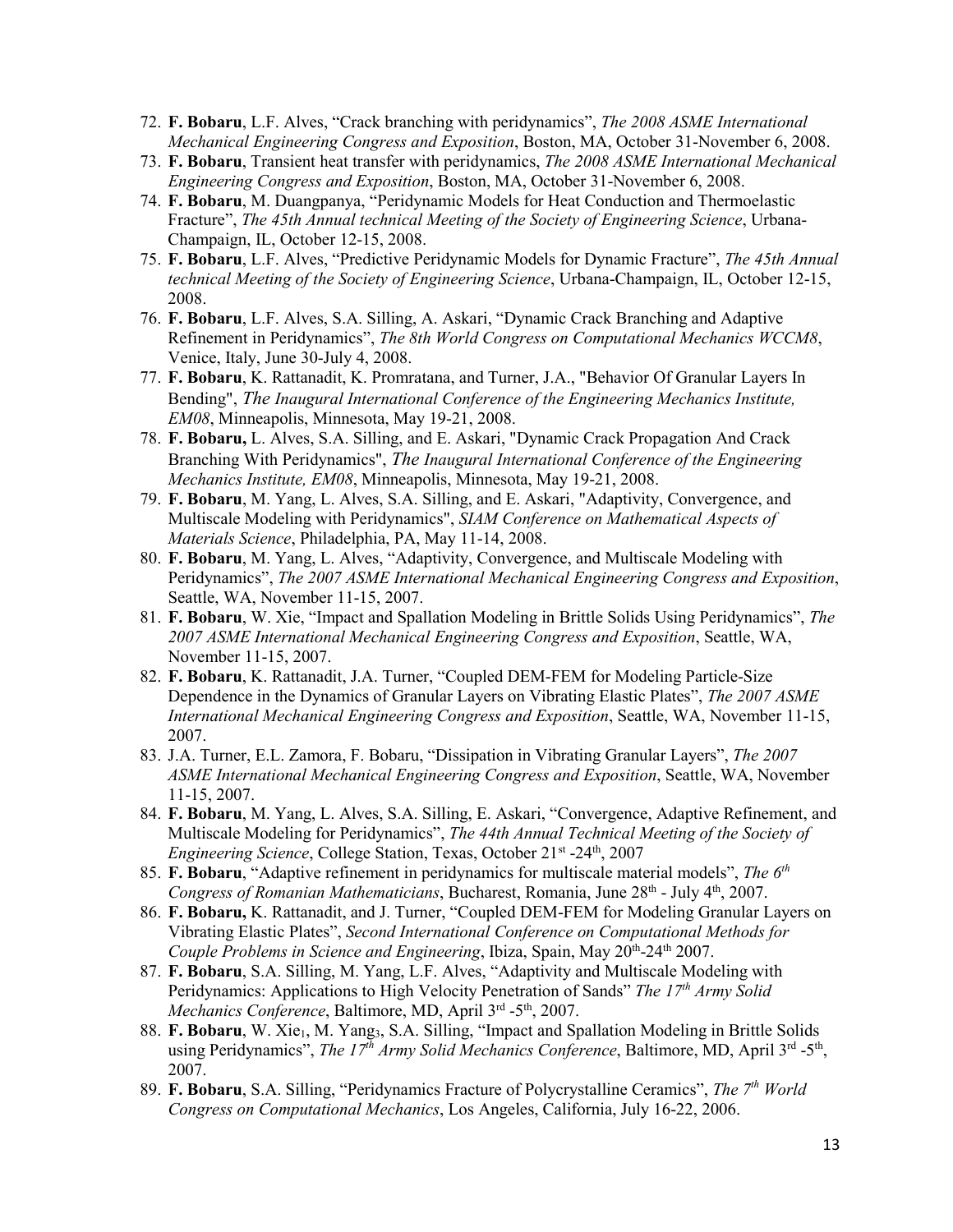72. **F. Bobaru**, L.F. Alves, "Crack branching with peridynamics", *The 2008 ASME International Mechanical Engineering Congress and Exposition*, Boston, MA, October 31-November 6, 2008.
73. **F. Bobaru**, Transient heat transfer with peridynamics, *The 2008 ASME International Mechanical Engineering Congress and Exposition*, Boston, MA, October 31-November 6, 2008.
74. **F. Bobaru**, M. Duangpanya, "Peridynamic Models for Heat Conduction and Thermoelastic Fracture", *The 45th Annual technical Meeting of the Society of Engineering Science*, Urbana-Champaign, IL, October 12-15, 2008.
75. **F. Bobaru**, L.F. Alves, "Predictive Peridynamic Models for Dynamic Fracture", *The 45th Annual technical Meeting of the Society of Engineering Science*, Urbana-Champaign, IL, October 12-15, 2008.
76. **F. Bobaru**, L.F. Alves, S.A. Silling, A. Askari, "Dynamic Crack Branching and Adaptive Refinement in Peridynamics", *The 8th World Congress on Computational Mechanics WCCM8*, Venice, Italy, June 30-July 4, 2008.
77. **F. Bobaru**, K. Rattanadit, K. Promratana, and Turner, J.A., "Behavior Of Granular Layers In Bending", *The Inaugural International Conference of the Engineering Mechanics Institute, EM08*, Minneapolis, Minnesota, May 19-21, 2008.
78. **F. Bobaru,** L. Alves, S.A. Silling, and E. Askari, "Dynamic Crack Propagation And Crack Branching With Peridynamics", *The Inaugural International Conference of the Engineering Mechanics Institute, EM08*, Minneapolis, Minnesota, May 19-21, 2008.
79. **F. Bobaru**, M. Yang, L. Alves, S.A. Silling, and E. Askari, "Adaptivity, Convergence, and Multiscale Modeling with Peridynamics", *SIAM Conference on Mathematical Aspects of Materials Science*, Philadelphia, PA, May 11-14, 2008.
80. **F. Bobaru**, M. Yang, L. Alves, "Adaptivity, Convergence, and Multiscale Modeling with Peridynamics", *The 2007 ASME International Mechanical Engineering Congress and Exposition*, Seattle, WA, November 11-15, 2007.
81. **F. Bobaru**, W. Xie, "Impact and Spallation Modeling in Brittle Solids Using Peridynamics", *The 2007 ASME International Mechanical Engineering Congress and Exposition*, Seattle, WA, November 11-15, 2007.
82. **F. Bobaru**, K. Rattanadit, J.A. Turner, "Coupled DEM-FEM for Modeling Particle-Size Dependence in the Dynamics of Granular Layers on Vibrating Elastic Plates", *The 2007 ASME International Mechanical Engineering Congress and Exposition*, Seattle, WA, November 11-15, 2007.
83. J.A. Turner, E.L. Zamora, F. Bobaru, "Dissipation in Vibrating Granular Layers", *The 2007 ASME International Mechanical Engineering Congress and Exposition*, Seattle, WA, November 11-15, 2007.
84. **F. Bobaru**, M. Yang, L. Alves, S.A. Silling, E. Askari, "Convergence, Adaptive Refinement, and Multiscale Modeling for Peridynamics", *The 44th Annual Technical Meeting of the Society of Engineering Science*, College Station, Texas, October 21st -24th, 2007
85. **F. Bobaru**, "Adaptive refinement in peridynamics for multiscale material models", *The 6th Congress of Romanian Mathematicians*, Bucharest, Romania, June 28th - July 4th, 2007.
86. **F. Bobaru,** K. Rattanadit, and J. Turner, "Coupled DEM-FEM for Modeling Granular Layers on Vibrating Elastic Plates", *Second International Conference on Computational Methods for Couple Problems in Science and Engineering*, Ibiza, Spain, May 20th-24th 2007.
87. **F. Bobaru**, S.A. Silling, M. Yang, L.F. Alves, "Adaptivity and Multiscale Modeling with Peridynamics: Applications to High Velocity Penetration of Sands" *The 17th Army Solid Mechanics Conference*, Baltimore, MD, April 3rd -5th, 2007.
88. **F. Bobaru**, W. Xie[1], M. Yang[3], S.A. Silling, "Impact and Spallation Modeling in Brittle Solids using Peridynamics", *The 17th Army Solid Mechanics Conference*, Baltimore, MD, April 3rd -5th, 2007.
89. **F. Bobaru**, S.A. Silling, "Peridynamics Fracture of Polycrystalline Ceramics", *The 7th World Congress on Computational Mechanics*, Los Angeles, California, July 16-22, 2006.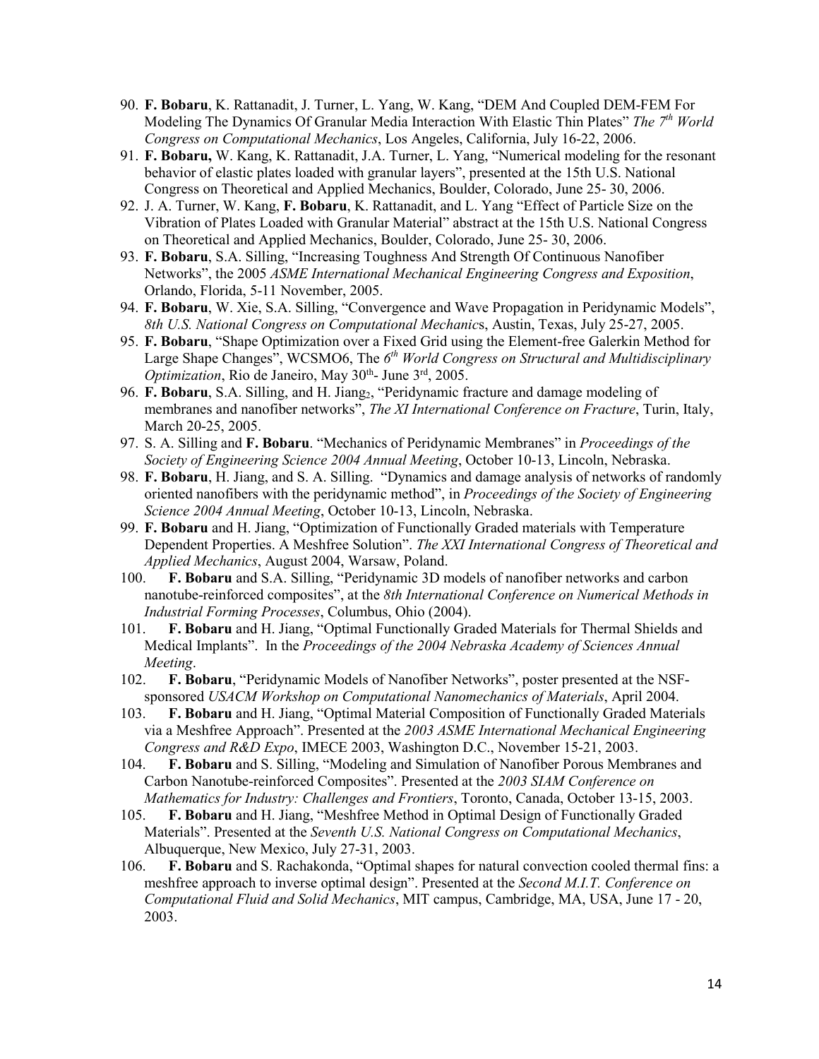90. **F. Bobaru**, K. Rattanadit, J. Turner, L. Yang, W. Kang, "DEM And Coupled DEM-FEM For Modeling The Dynamics Of Granular Media Interaction With Elastic Thin Plates" *The 7th World Congress on Computational Mechanics*, Los Angeles, California, July 16-22, 2006.
91. **F. Bobaru,** W. Kang, K. Rattanadit, J.A. Turner, L. Yang, "Numerical modeling for the resonant behavior of elastic plates loaded with granular layers", presented at the 15th U.S. National Congress on Theoretical and Applied Mechanics, Boulder, Colorado, June 25- 30, 2006.
92. J. A. Turner, W. Kang, **F. Bobaru**, K. Rattanadit, and L. Yang "Effect of Particle Size on the Vibration of Plates Loaded with Granular Material" abstract at the 15th U.S. National Congress on Theoretical and Applied Mechanics, Boulder, Colorado, June 25- 30, 2006.
93. **F. Bobaru**, S.A. Silling, "Increasing Toughness And Strength Of Continuous Nanofiber Networks", the 2005 *ASME International Mechanical Engineering Congress and Exposition*, Orlando, Florida, 5-11 November, 2005.
94. **F. Bobaru**, W. Xie, S.A. Silling, "Convergence and Wave Propagation in Peridynamic Models", *8th U.S. National Congress on Computational Mechanic*s, Austin, Texas, July 25-27, 2005.
95. **F. Bobaru**, "Shape Optimization over a Fixed Grid using the Element-free Galerkin Method for Large Shape Changes", WCSMO6, The *6th World Congress on Structural and Multidisciplinary Optimization*, Rio de Janeiro, May 30th- June 3rd, 2005.
96. **F. Bobaru**, S.A. Silling, and H. Jiang2, "Peridynamic fracture and damage modeling of membranes and nanofiber networks", *The XI International Conference on Fracture*, Turin, Italy, March 20-25, 2005.
97. S. A. Silling and **F. Bobaru**. "Mechanics of Peridynamic Membranes" in *Proceedings of the Society of Engineering Science 2004 Annual Meeting*, October 10-13, Lincoln, Nebraska.
98. **F. Bobaru**, H. Jiang, and S. A. Silling. "Dynamics and damage analysis of networks of randomly oriented nanofibers with the peridynamic method", in *Proceedings of the Society of Engineering Science 2004 Annual Meeting*, October 10-13, Lincoln, Nebraska.
99. **F. Bobaru** and H. Jiang, "Optimization of Functionally Graded materials with Temperature Dependent Properties. A Meshfree Solution". *The XXI International Congress of Theoretical and Applied Mechanics*, August 2004, Warsaw, Poland.
100. **F. Bobaru** and S.A. Silling, "Peridynamic 3D models of nanofiber networks and carbon nanotube-reinforced composites", at the *8th International Conference on Numerical Methods in Industrial Forming Processes*, Columbus, Ohio (2004).
101. **F. Bobaru** and H. Jiang, "Optimal Functionally Graded Materials for Thermal Shields and Medical Implants". In the *Proceedings of the 2004 Nebraska Academy of Sciences Annual Meeting*.
102. **F. Bobaru**, "Peridynamic Models of Nanofiber Networks", poster presented at the NSF-sponsored *USACM Workshop on Computational Nanomechanics of Materials*, April 2004.
103. **F. Bobaru** and H. Jiang, "Optimal Material Composition of Functionally Graded Materials via a Meshfree Approach". Presented at the *2003 ASME International Mechanical Engineering Congress and R&D Expo*, IMECE 2003, Washington D.C., November 15-21, 2003.
104. **F. Bobaru** and S. Silling, "Modeling and Simulation of Nanofiber Porous Membranes and Carbon Nanotube-reinforced Composites". Presented at the *2003 SIAM Conference on Mathematics for Industry: Challenges and Frontiers*, Toronto, Canada, October 13-15, 2003.
105. **F. Bobaru** and H. Jiang, "Meshfree Method in Optimal Design of Functionally Graded Materials". Presented at the *Seventh U.S. National Congress on Computational Mechanics*, Albuquerque, New Mexico, July 27-31, 2003.
106. **F. Bobaru** and S. Rachakonda, "Optimal shapes for natural convection cooled thermal fins: a meshfree approach to inverse optimal design". Presented at the *Second M.I.T. Conference on Computational Fluid and Solid Mechanics*, MIT campus, Cambridge, MA, USA, June 17 - 20, 2003.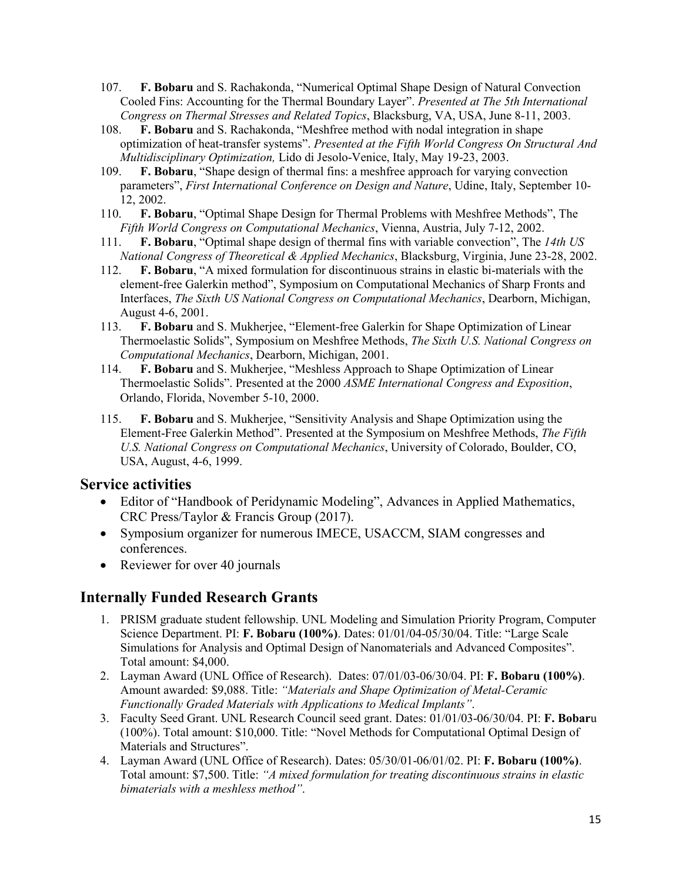107. **F. Bobaru** and S. Rachakonda, "Numerical Optimal Shape Design of Natural Convection Cooled Fins: Accounting for the Thermal Boundary Layer". *Presented at The 5th International Congress on Thermal Stresses and Related Topics*, Blacksburg, VA, USA, June 8-11, 2003.
108. **F. Bobaru** and S. Rachakonda, "Meshfree method with nodal integration in shape optimization of heat-transfer systems". *Presented at the Fifth World Congress On Structural And Multidisciplinary Optimization,* Lido di Jesolo-Venice, Italy, May 19-23, 2003.
109. **F. Bobaru**, "Shape design of thermal fins: a meshfree approach for varying convection parameters", *First International Conference on Design and Nature*, Udine, Italy, September 10-12, 2002.
110. **F. Bobaru**, "Optimal Shape Design for Thermal Problems with Meshfree Methods", The *Fifth World Congress on Computational Mechanics*, Vienna, Austria, July 7-12, 2002.
111. **F. Bobaru**, "Optimal shape design of thermal fins with variable convection", The *14th US National Congress of Theoretical & Applied Mechanics*, Blacksburg, Virginia, June 23-28, 2002.
112. **F. Bobaru**, "A mixed formulation for discontinuous strains in elastic bi-materials with the element-free Galerkin method", Symposium on Computational Mechanics of Sharp Fronts and Interfaces, *The Sixth US National Congress on Computational Mechanics*, Dearborn, Michigan, August 4-6, 2001.
113. **F. Bobaru** and S. Mukherjee, "Element-free Galerkin for Shape Optimization of Linear Thermoelastic Solids", Symposium on Meshfree Methods, *The Sixth U.S. National Congress on Computational Mechanics*, Dearborn, Michigan, 2001.
114. **F. Bobaru** and S. Mukherjee, "Meshless Approach to Shape Optimization of Linear Thermoelastic Solids". Presented at the 2000 *ASME International Congress and Exposition*, Orlando, Florida, November 5-10, 2000.
115. **F. Bobaru** and S. Mukherjee, "Sensitivity Analysis and Shape Optimization using the Element-Free Galerkin Method". Presented at the Symposium on Meshfree Methods, *The Fifth U.S. National Congress on Computational Mechanics*, University of Colorado, Boulder, CO, USA, August, 4-6, 1999.

## Service activities

- Editor of "Handbook of Peridynamic Modeling", Advances in Applied Mathematics, CRC Press/Taylor & Francis Group (2017).
- Symposium organizer for numerous IMECE, USACCM, SIAM congresses and conferences.
- Reviewer for over 40 journals

## Internally Funded Research Grants

1. PRISM graduate student fellowship. UNL Modeling and Simulation Priority Program, Computer Science Department. PI: **F. Bobaru (100%)**. Dates: 01/01/04-05/30/04. Title: "Large Scale Simulations for Analysis and Optimal Design of Nanomaterials and Advanced Composites". Total amount: $4,000.
2. Layman Award (UNL Office of Research). Dates: 07/01/03-06/30/04. PI: **F. Bobaru (100%)**. Amount awarded: $9,088. Title: *"Materials and Shape Optimization of Metal-Ceramic Functionally Graded Materials with Applications to Medical Implants"*.
3. Faculty Seed Grant. UNL Research Council seed grant. Dates: 01/01/03-06/30/04. PI: **F. Bobar**u (100%). Total amount: $10,000. Title: "Novel Methods for Computational Optimal Design of Materials and Structures".
4. Layman Award (UNL Office of Research). Dates: 05/30/01-06/01/02. PI: **F. Bobaru (100%)**. Total amount: $7,500. Title: *"A mixed formulation for treating discontinuous strains in elastic bimaterials with a meshless method"*.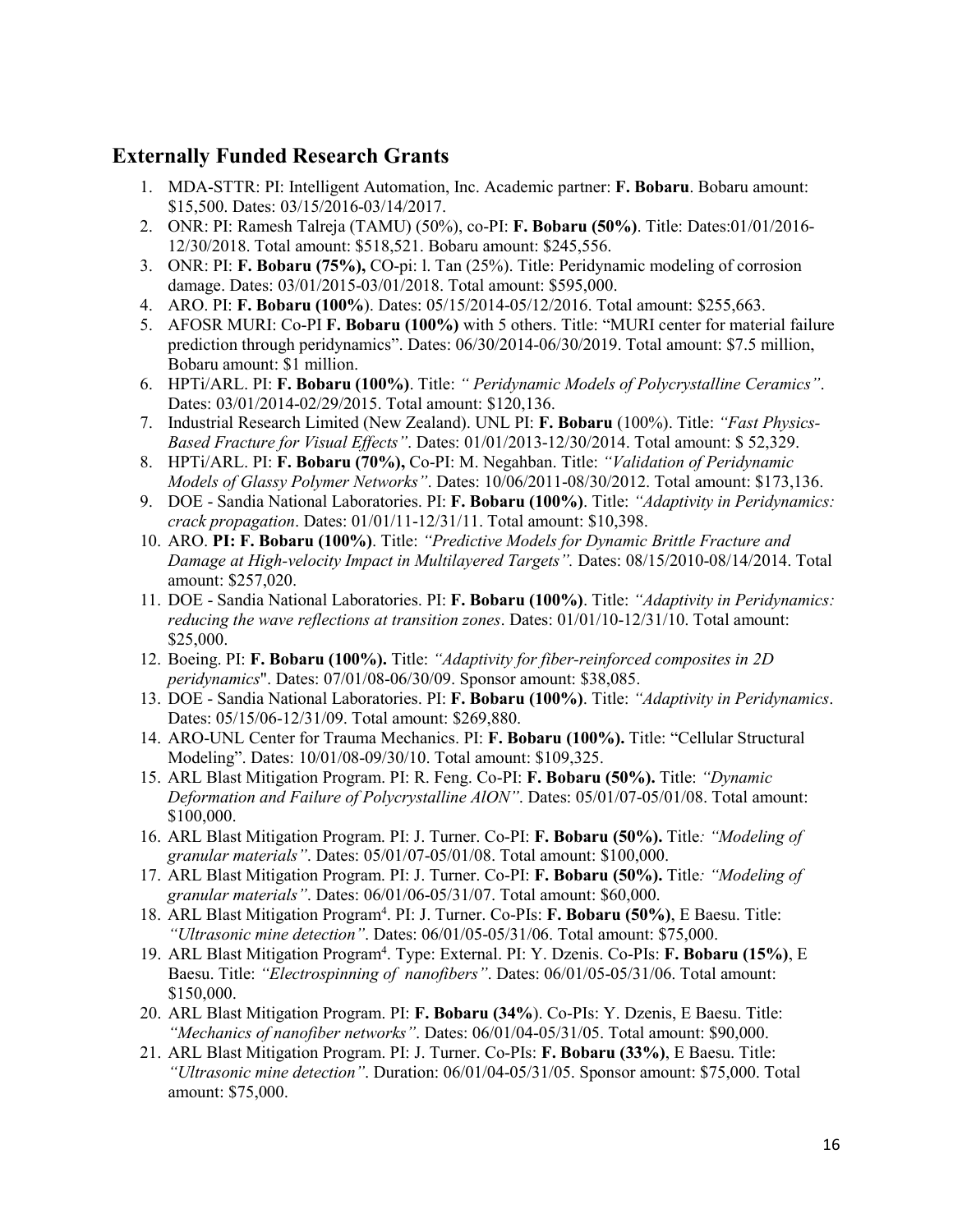## Externally Funded Research Grants

1. MDA-STTR: PI: Intelligent Automation, Inc. Academic partner: **F. Bobaru**. Bobaru amount: $15,500. Dates: 03/15/2016-03/14/2017.
2. ONR: PI: Ramesh Talreja (TAMU) (50%), co-PI: **F. Bobaru (50%)**. Title: Dates:01/01/2016-12/30/2018. Total amount: $518,521. Bobaru amount: $245,556.
3. ONR: PI: **F. Bobaru (75%),** CO-pi: l. Tan (25%). Title: Peridynamic modeling of corrosion damage. Dates: 03/01/2015-03/01/2018. Total amount: $595,000.
4. ARO. PI: **F. Bobaru (100%**). Dates: 05/15/2014-05/12/2016. Total amount: $255,663.
5. AFOSR MURI: Co-PI **F. Bobaru (100%)** with 5 others. Title: "MURI center for material failure prediction through peridynamics". Dates: 06/30/2014-06/30/2019. Total amount: $7.5 million, Bobaru amount: $1 million.
6. HPTi/ARL. PI: **F. Bobaru (100%)**. Title: *" Peridynamic Models of Polycrystalline Ceramics"*. Dates: 03/01/2014-02/29/2015. Total amount: $120,136.
7. Industrial Research Limited (New Zealand). UNL PI: **F. Bobaru** (100%). Title: *"Fast Physics-Based Fracture for Visual Effects"*. Dates: 01/01/2013-12/30/2014. Total amount: $ 52,329.
8. HPTi/ARL. PI: **F. Bobaru (70%),** Co-PI: M. Negahban. Title: *"Validation of Peridynamic Models of Glassy Polymer Networks"*. Dates: 10/06/2011-08/30/2012. Total amount: $173,136.
9. DOE - Sandia National Laboratories. PI: **F. Bobaru (100%)**. Title: *"Adaptivity in Peridynamics: crack propagation*. Dates: 01/01/11-12/31/11. Total amount: $10,398.
10. ARO. **PI: F. Bobaru (100%)**. Title: *"Predictive Models for Dynamic Brittle Fracture and Damage at High-velocity Impact in Multilayered Targets".* Dates: 08/15/2010-08/14/2014. Total amount: $257,020.
11. DOE - Sandia National Laboratories. PI: **F. Bobaru (100%)**. Title: *"Adaptivity in Peridynamics: reducing the wave reflections at transition zones*. Dates: 01/01/10-12/31/10. Total amount: $25,000.
12. Boeing. PI: **F. Bobaru (100%).** Title: *"Adaptivity for fiber-reinforced composites in 2D peridynamics*". Dates: 07/01/08-06/30/09. Sponsor amount: $38,085.
13. DOE - Sandia National Laboratories. PI: **F. Bobaru (100%)**. Title: *"Adaptivity in Peridynamics*. Dates: 05/15/06-12/31/09. Total amount: $269,880.
14. ARO-UNL Center for Trauma Mechanics. PI: **F. Bobaru (100%).** Title: "Cellular Structural Modeling". Dates: 10/01/08-09/30/10. Total amount: $109,325.
15. ARL Blast Mitigation Program. PI: R. Feng. Co-PI: **F. Bobaru (50%).** Title: *"Dynamic Deformation and Failure of Polycrystalline AlON"*. Dates: 05/01/07-05/01/08. Total amount: $100,000.
16. ARL Blast Mitigation Program. PI: J. Turner. Co-PI: **F. Bobaru (50%).** Title*: "Modeling of granular materials"*. Dates: 05/01/07-05/01/08. Total amount: $100,000.
17. ARL Blast Mitigation Program. PI: J. Turner. Co-PI: **F. Bobaru (50%).** Title*: "Modeling of granular materials"*. Dates: 06/01/06-05/31/07. Total amount: $60,000.
18. ARL Blast Mitigation Program[4]. PI: J. Turner. Co-PIs: **F. Bobaru (50%)**, E Baesu. Title: *"Ultrasonic mine detection"*. Dates: 06/01/05-05/31/06. Total amount: $75,000.
19. ARL Blast Mitigation Program[4]. Type: External. PI: Y. Dzenis. Co-PIs: **F. Bobaru (15%)**, E Baesu. Title: *"Electrospinning of nanofibers"*. Dates: 06/01/05-05/31/06. Total amount: $150,000.
20. ARL Blast Mitigation Program. PI: **F. Bobaru (34%**). Co-PIs: Y. Dzenis, E Baesu. Title: *"Mechanics of nanofiber networks"*. Dates: 06/01/04-05/31/05. Total amount: $90,000.
21. ARL Blast Mitigation Program. PI: J. Turner. Co-PIs: **F. Bobaru (33%)**, E Baesu. Title: *"Ultrasonic mine detection"*. Duration: 06/01/04-05/31/05. Sponsor amount: $75,000. Total amount: $75,000.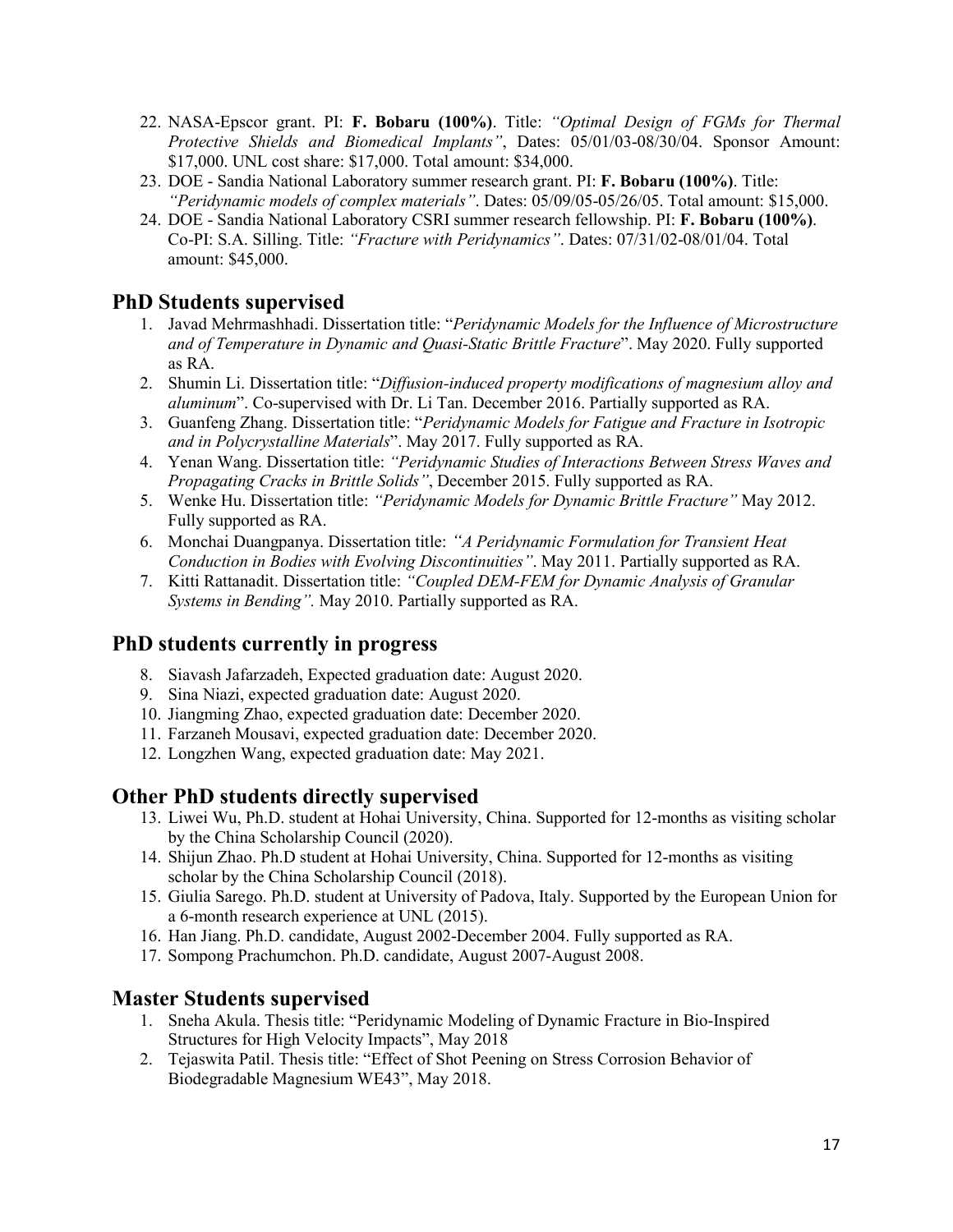22. NASA-Epscor grant. PI: **F. Bobaru (100%)**. Title: *"Optimal Design of FGMs for Thermal Protective Shields and Biomedical Implants"*, Dates: 05/01/03-08/30/04. Sponsor Amount: $17,000. UNL cost share: $17,000. Total amount: $34,000.
23. DOE - Sandia National Laboratory summer research grant. PI: **F. Bobaru (100%)**. Title: *"Peridynamic models of complex materials"*. Dates: 05/09/05-05/26/05. Total amount: $15,000.
24. DOE - Sandia National Laboratory CSRI summer research fellowship. PI: **F. Bobaru (100%)**. Co-PI: S.A. Silling. Title: *"Fracture with Peridynamics"*. Dates: 07/31/02-08/01/04. Total amount: $45,000.

## PhD Students supervised

1. Javad Mehrmashhadi. Dissertation title: "*Peridynamic Models for the Influence of Microstructure and of Temperature in Dynamic and Quasi-Static Brittle Fracture*". May 2020. Fully supported as RA.
2. Shumin Li. Dissertation title: "*Diffusion-induced property modifications of magnesium alloy and aluminum*". Co-supervised with Dr. Li Tan. December 2016. Partially supported as RA.
3. Guanfeng Zhang. Dissertation title: "*Peridynamic Models for Fatigue and Fracture in Isotropic and in Polycrystalline Materials*". May 2017. Fully supported as RA.
4. Yenan Wang. Dissertation title: *"Peridynamic Studies of Interactions Between Stress Waves and Propagating Cracks in Brittle Solids"*, December 2015. Fully supported as RA.
5. Wenke Hu. Dissertation title: *"Peridynamic Models for Dynamic Brittle Fracture"* May 2012. Fully supported as RA.
6. Monchai Duangpanya. Dissertation title: *"A Peridynamic Formulation for Transient Heat Conduction in Bodies with Evolving Discontinuities"*. May 2011. Partially supported as RA.
7. Kitti Rattanadit. Dissertation title: *"Coupled DEM-FEM for Dynamic Analysis of Granular Systems in Bending".* May 2010. Partially supported as RA.

## PhD students currently in progress

8. Siavash Jafarzadeh, Expected graduation date: August 2020.
9. Sina Niazi, expected graduation date: August 2020.
10. Jiangming Zhao, expected graduation date: December 2020.
11. Farzaneh Mousavi, expected graduation date: December 2020.
12. Longzhen Wang, expected graduation date: May 2021.

## Other PhD students directly supervised

13. Liwei Wu, Ph.D. student at Hohai University, China. Supported for 12-months as visiting scholar by the China Scholarship Council (2020).
14. Shijun Zhao. Ph.D student at Hohai University, China. Supported for 12-months as visiting scholar by the China Scholarship Council (2018).
15. Giulia Sarego. Ph.D. student at University of Padova, Italy. Supported by the European Union for a 6-month research experience at UNL (2015).
16. Han Jiang. Ph.D. candidate, August 2002-December 2004. Fully supported as RA.
17. Sompong Prachumchon. Ph.D. candidate, August 2007-August 2008.

## Master Students supervised

1. Sneha Akula. Thesis title: "Peridynamic Modeling of Dynamic Fracture in Bio-Inspired Structures for High Velocity Impacts", May 2018
2. Tejaswita Patil. Thesis title: "Effect of Shot Peening on Stress Corrosion Behavior of Biodegradable Magnesium WE43", May 2018.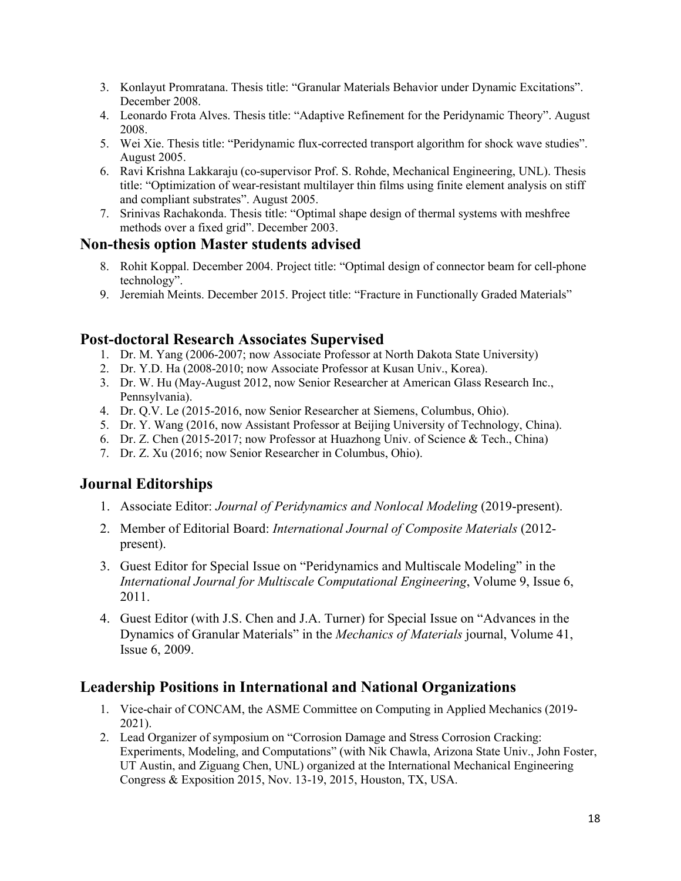3. Konlayut Promratana. Thesis title: “Granular Materials Behavior under Dynamic Excitations”. December 2008.
4. Leonardo Frota Alves. Thesis title: “Adaptive Refinement for the Peridynamic Theory”. August 2008.
5. Wei Xie. Thesis title: “Peridynamic flux-corrected transport algorithm for shock wave studies”. August 2005.
6. Ravi Krishna Lakkaraju (co-supervisor Prof. S. Rohde, Mechanical Engineering, UNL). Thesis title: “Optimization of wear-resistant multilayer thin films using finite element analysis on stiff and compliant substrates”. August 2005.
7. Srinivas Rachakonda. Thesis title: “Optimal shape design of thermal systems with meshfree methods over a fixed grid”. December 2003.

## Non-thesis option Master students advised

8. Rohit Koppal. December 2004. Project title: “Optimal design of connector beam for cell-phone technology”.
9. Jeremiah Meints. December 2015. Project title: “Fracture in Functionally Graded Materials”

## Post-doctoral Research Associates Supervised

1. Dr. M. Yang (2006-2007; now Associate Professor at North Dakota State University)
2. Dr. Y.D. Ha (2008-2010; now Associate Professor at Kusan Univ., Korea).
3. Dr. W. Hu (May-August 2012, now Senior Researcher at American Glass Research Inc., Pennsylvania).
4. Dr. Q.V. Le (2015-2016, now Senior Researcher at Siemens, Columbus, Ohio).
5. Dr. Y. Wang (2016, now Assistant Professor at Beijing University of Technology, China).
6. Dr. Z. Chen (2015-2017; now Professor at Huazhong Univ. of Science & Tech., China)
7. Dr. Z. Xu (2016; now Senior Researcher in Columbus, Ohio).

## Journal Editorships

1. Associate Editor: *Journal of Peridynamics and Nonlocal Modeling* (2019-present).
2. Member of Editorial Board: *International Journal of Composite Materials* (2012-present).
3. Guest Editor for Special Issue on “Peridynamics and Multiscale Modeling” in the *International Journal for Multiscale Computational Engineering*, Volume 9, Issue 6, 2011.
4. Guest Editor (with J.S. Chen and J.A. Turner) for Special Issue on “Advances in the Dynamics of Granular Materials” in the *Mechanics of Materials* journal, Volume 41, Issue 6, 2009.

## Leadership Positions in International and National Organizations

1. Vice-chair of CONCAM, the ASME Committee on Computing in Applied Mechanics (2019-2021).
2. Lead Organizer of symposium on “Corrosion Damage and Stress Corrosion Cracking: Experiments, Modeling, and Computations” (with Nik Chawla, Arizona State Univ., John Foster, UT Austin, and Ziguang Chen, UNL) organized at the International Mechanical Engineering Congress & Exposition 2015, Nov. 13-19, 2015, Houston, TX, USA.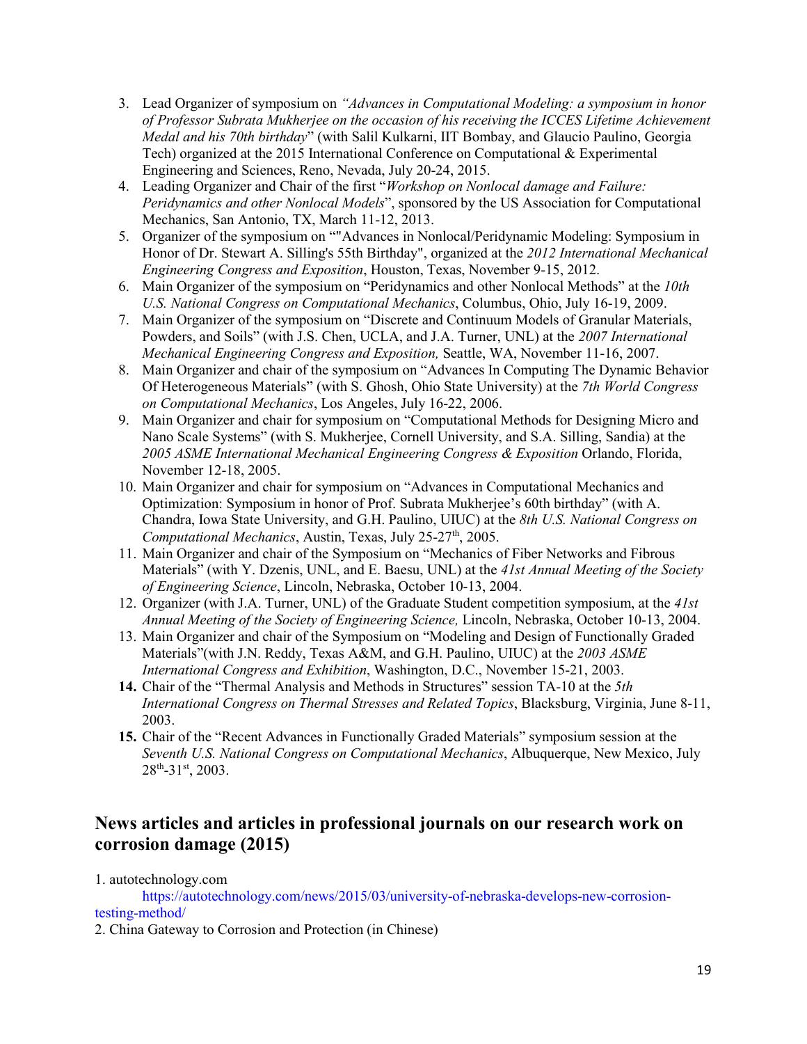3. Lead Organizer of symposium on *"Advances in Computational Modeling: a symposium in honor of Professor Subrata Mukherjee on the occasion of his receiving the ICCES Lifetime Achievement Medal and his 70th birthday*" (with Salil Kulkarni, IIT Bombay, and Glaucio Paulino, Georgia Tech) organized at the 2015 International Conference on Computational & Experimental Engineering and Sciences, Reno, Nevada, July 20-24, 2015.
4. Leading Organizer and Chair of the first "*Workshop on Nonlocal damage and Failure: Peridynamics and other Nonlocal Models*", sponsored by the US Association for Computational Mechanics, San Antonio, TX, March 11-12, 2013.
5. Organizer of the symposium on ""Advances in Nonlocal/Peridynamic Modeling: Symposium in Honor of Dr. Stewart A. Silling's 55th Birthday", organized at the *2012 International Mechanical Engineering Congress and Exposition*, Houston, Texas, November 9-15, 2012.
6. Main Organizer of the symposium on "Peridynamics and other Nonlocal Methods" at the *10th U.S. National Congress on Computational Mechanics*, Columbus, Ohio, July 16-19, 2009.
7. Main Organizer of the symposium on "Discrete and Continuum Models of Granular Materials, Powders, and Soils" (with J.S. Chen, UCLA, and J.A. Turner, UNL) at the *2007 International Mechanical Engineering Congress and Exposition,* Seattle, WA, November 11-16, 2007.
8. Main Organizer and chair of the symposium on "Advances In Computing The Dynamic Behavior Of Heterogeneous Materials" (with S. Ghosh, Ohio State University) at the *7th World Congress on Computational Mechanics*, Los Angeles, July 16-22, 2006.
9. Main Organizer and chair for symposium on "Computational Methods for Designing Micro and Nano Scale Systems" (with S. Mukherjee, Cornell University, and S.A. Silling, Sandia) at the *2005 ASME International Mechanical Engineering Congress & Exposition* Orlando, Florida, November 12-18, 2005.
10. Main Organizer and chair for symposium on "Advances in Computational Mechanics and Optimization: Symposium in honor of Prof. Subrata Mukherjee's 60th birthday" (with A. Chandra, Iowa State University, and G.H. Paulino, UIUC) at the *8th U.S. National Congress on Computational Mechanics*, Austin, Texas, July 25-27th, 2005.
11. Main Organizer and chair of the Symposium on "Mechanics of Fiber Networks and Fibrous Materials" (with Y. Dzenis, UNL, and E. Baesu, UNL) at the *41st Annual Meeting of the Society of Engineering Science*, Lincoln, Nebraska, October 10-13, 2004.
12. Organizer (with J.A. Turner, UNL) of the Graduate Student competition symposium, at the *41st Annual Meeting of the Society of Engineering Science,* Lincoln, Nebraska, October 10-13, 2004.
13. Main Organizer and chair of the Symposium on "Modeling and Design of Functionally Graded Materials"(with J.N. Reddy, Texas A&M, and G.H. Paulino, UIUC) at the *2003 ASME International Congress and Exhibition*, Washington, D.C., November 15-21, 2003.
14. Chair of the "Thermal Analysis and Methods in Structures" session TA-10 at the *5th International Congress on Thermal Stresses and Related Topics*, Blacksburg, Virginia, June 8-11, 2003.
15. Chair of the "Recent Advances in Functionally Graded Materials" symposium session at the *Seventh U.S. National Congress on Computational Mechanics*, Albuquerque, New Mexico, July 28th-31st, 2003.

## News articles and articles in professional journals on our research work on corrosion damage (2015)

1. autotechnology.com
   https://autotechnology.com/news/2015/03/university-of-nebraska-develops-new-corrosion-testing-method/
2. China Gateway to Corrosion and Protection (in Chinese)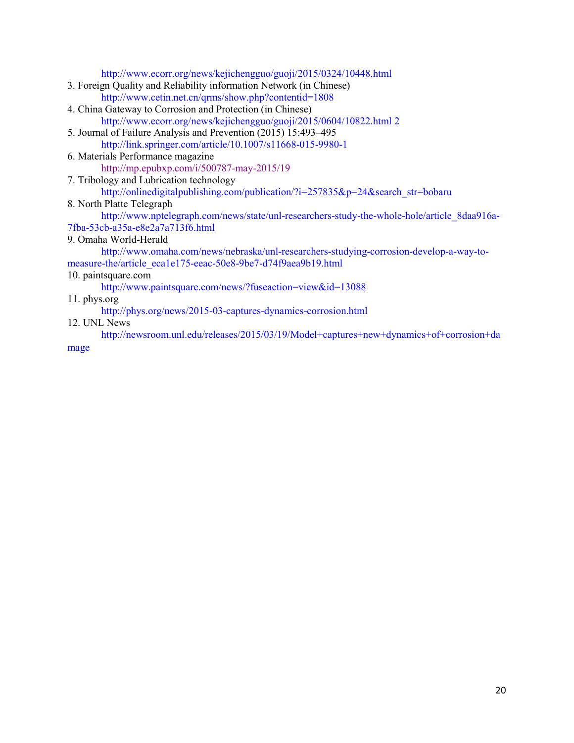http://www.ecorr.org/news/kejichengguo/guoji/2015/0324/10448.html

3. Foreign Quality and Reliability information Network (in Chinese)
   http://www.cetin.net.cn/qrms/show.php?contentid=1808
4. China Gateway to Corrosion and Protection (in Chinese)
   http://www.ecorr.org/news/kejichengguo/guoji/2015/0604/10822.html 2
5. Journal of Failure Analysis and Prevention (2015) 15:493–495
   http://link.springer.com/article/10.1007/s11668-015-9980-1
6. Materials Performance magazine
   http://mp.epubxp.com/i/500787-may-2015/19
7. Tribology and Lubrication technology
   http://onlinedigitalpublishing.com/publication/?i=257835&p=24&search_str=bobaru
8. North Platte Telegraph
   http://www.nptelegraph.com/news/state/unl-researchers-study-the-whole-hole/article_8daa916a-7fba-53cb-a35a-e8e2a7a713f6.html
9. Omaha World-Herald
   http://www.omaha.com/news/nebraska/unl-researchers-studying-corrosion-develop-a-way-to-measure-the/article_eca1e175-eeac-50e8-9be7-d74f9aea9b19.html
10. paintsquare.com
    http://www.paintsquare.com/news/?fuseaction=view&id=13088
11. phys.org
    http://phys.org/news/2015-03-captures-dynamics-corrosion.html
12. UNL News
    http://newsroom.unl.edu/releases/2015/03/19/Model+captures+new+dynamics+of+corrosion+damage